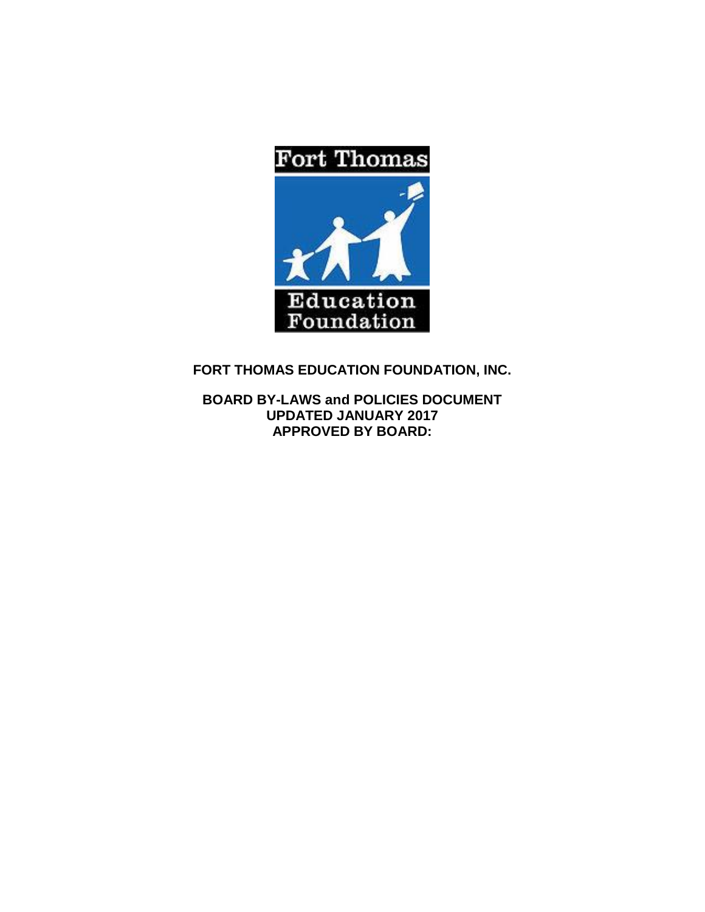**FORT THOMAS EDUCATION FOUNDATION, INC.**

**BOARD BY-LAWS and POLICIES DOCUMENT**
**UPDATED JANUARY 2017**
**APPROVED BY BOARD:**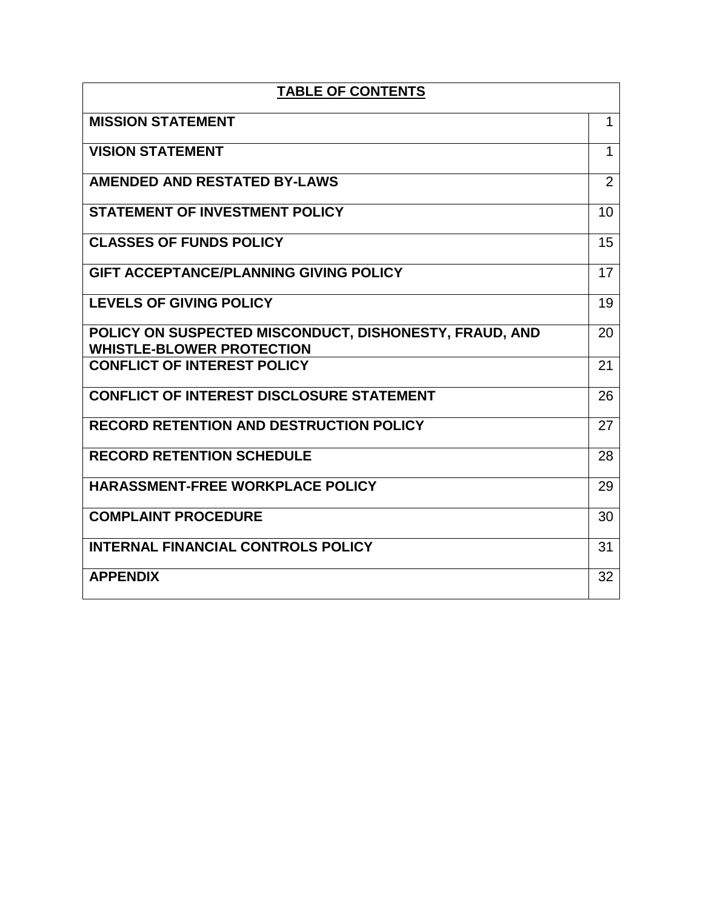| TABLE OF CONTENTS | |
|---|---|
| **MISSION STATEMENT** | 1 |
| **VISION STATEMENT** | 1 |
| **AMENDED AND RESTATED BY-LAWS** | 2 |
| **STATEMENT OF INVESTMENT POLICY** | 10 |
| **CLASSES OF FUNDS POLICY** | 15 |
| **GIFT ACCEPTANCE/PLANNING GIVING POLICY** | 17 |
| **LEVELS OF GIVING POLICY** | 19 |
| **POLICY ON SUSPECTED MISCONDUCT, DISHONESTY, FRAUD, AND WHISTLE-BLOWER PROTECTION** | 20 |
| **CONFLICT OF INTEREST POLICY** | 21 |
| **CONFLICT OF INTEREST DISCLOSURE STATEMENT** | 26 |
| **RECORD RETENTION AND DESTRUCTION POLICY** | 27 |
| **RECORD RETENTION SCHEDULE** | 28 |
| **HARASSMENT-FREE WORKPLACE POLICY** | 29 |
| **COMPLAINT PROCEDURE** | 30 |
| **INTERNAL FINANCIAL CONTROLS POLICY** | 31 |
| **APPENDIX** | 32 |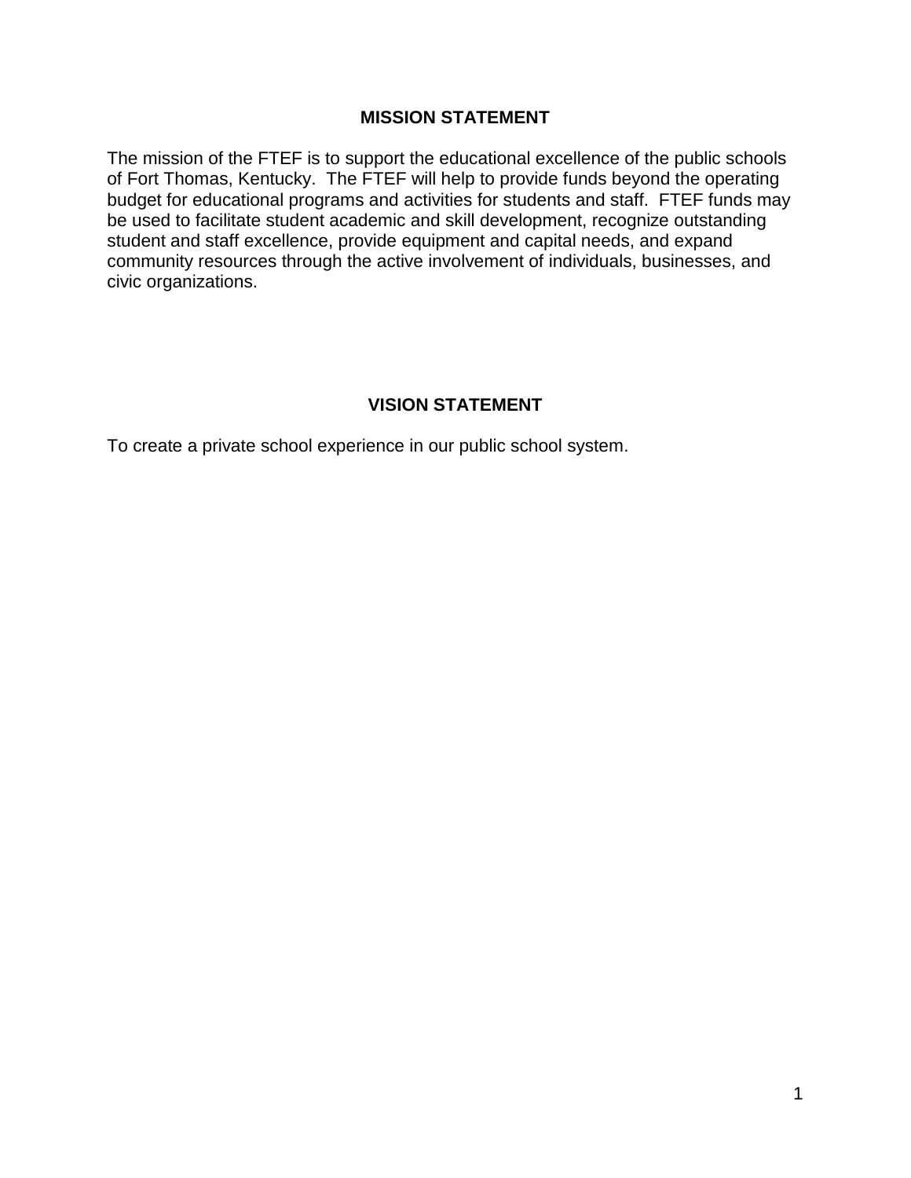## MISSION STATEMENT

The mission of the FTEF is to support the educational excellence of the public schools of Fort Thomas, Kentucky. The FTEF will help to provide funds beyond the operating budget for educational programs and activities for students and staff. FTEF funds may be used to facilitate student academic and skill development, recognize outstanding student and staff excellence, provide equipment and capital needs, and expand community resources through the active involvement of individuals, businesses, and civic organizations.

## VISION STATEMENT

To create a private school experience in our public school system.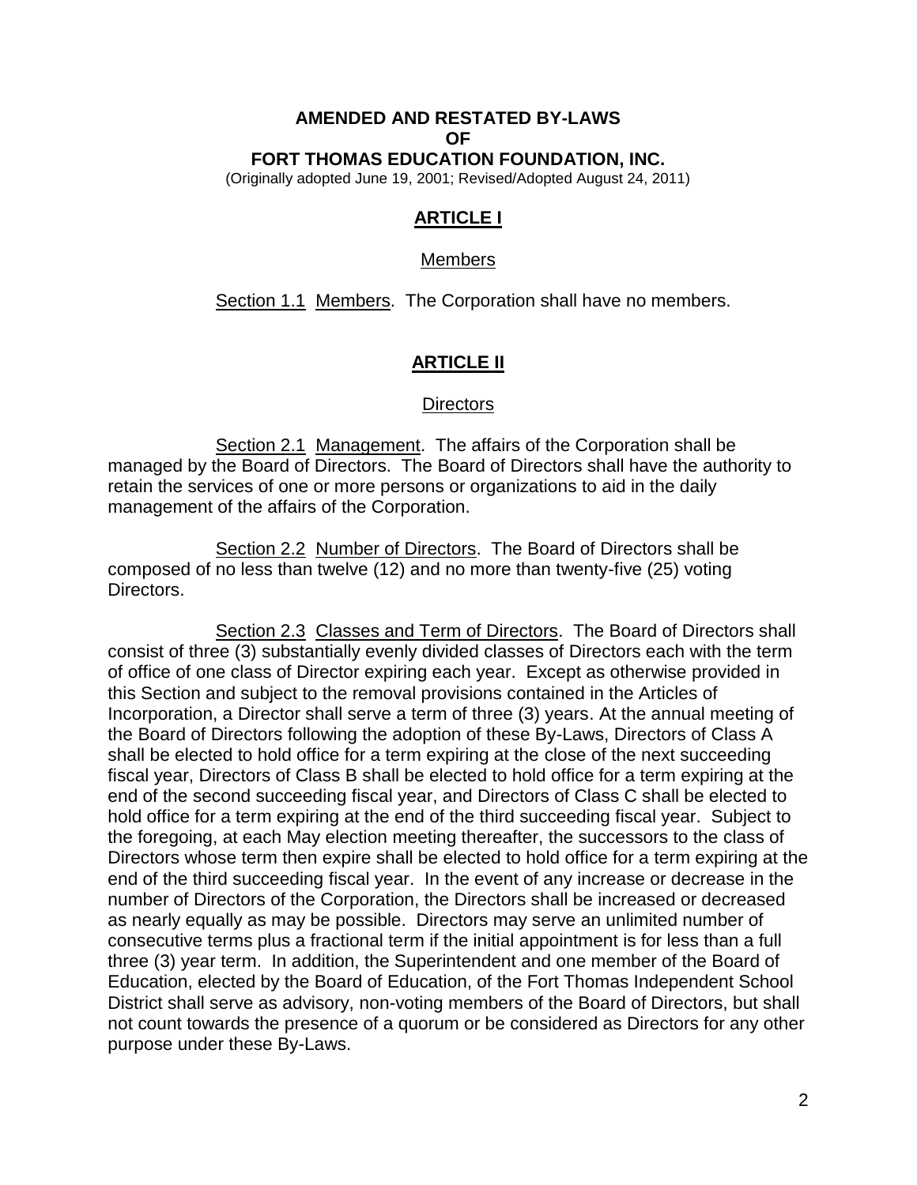**AMENDED AND RESTATED BY-LAWS**
**OF**
**FORT THOMAS EDUCATION FOUNDATION, INC.**

(Originally adopted June 19, 2001; Revised/Adopted August 24, 2011)

## ARTICLE I

### Members

Section 1.1 Members. The Corporation shall have no members.

## ARTICLE II

### Directors

Section 2.1 Management. The affairs of the Corporation shall be managed by the Board of Directors. The Board of Directors shall have the authority to retain the services of one or more persons or organizations to aid in the daily management of the affairs of the Corporation.

Section 2.2 Number of Directors. The Board of Directors shall be composed of no less than twelve (12) and no more than twenty-five (25) voting Directors.

Section 2.3 Classes and Term of Directors. The Board of Directors shall consist of three (3) substantially evenly divided classes of Directors each with the term of office of one class of Director expiring each year. Except as otherwise provided in this Section and subject to the removal provisions contained in the Articles of Incorporation, a Director shall serve a term of three (3) years. At the annual meeting of the Board of Directors following the adoption of these By-Laws, Directors of Class A shall be elected to hold office for a term expiring at the close of the next succeeding fiscal year, Directors of Class B shall be elected to hold office for a term expiring at the end of the second succeeding fiscal year, and Directors of Class C shall be elected to hold office for a term expiring at the end of the third succeeding fiscal year. Subject to the foregoing, at each May election meeting thereafter, the successors to the class of Directors whose term then expire shall be elected to hold office for a term expiring at the end of the third succeeding fiscal year. In the event of any increase or decrease in the number of Directors of the Corporation, the Directors shall be increased or decreased as nearly equally as may be possible. Directors may serve an unlimited number of consecutive terms plus a fractional term if the initial appointment is for less than a full three (3) year term. In addition, the Superintendent and one member of the Board of Education, elected by the Board of Education, of the Fort Thomas Independent School District shall serve as advisory, non-voting members of the Board of Directors, but shall not count towards the presence of a quorum or be considered as Directors for any other purpose under these By-Laws.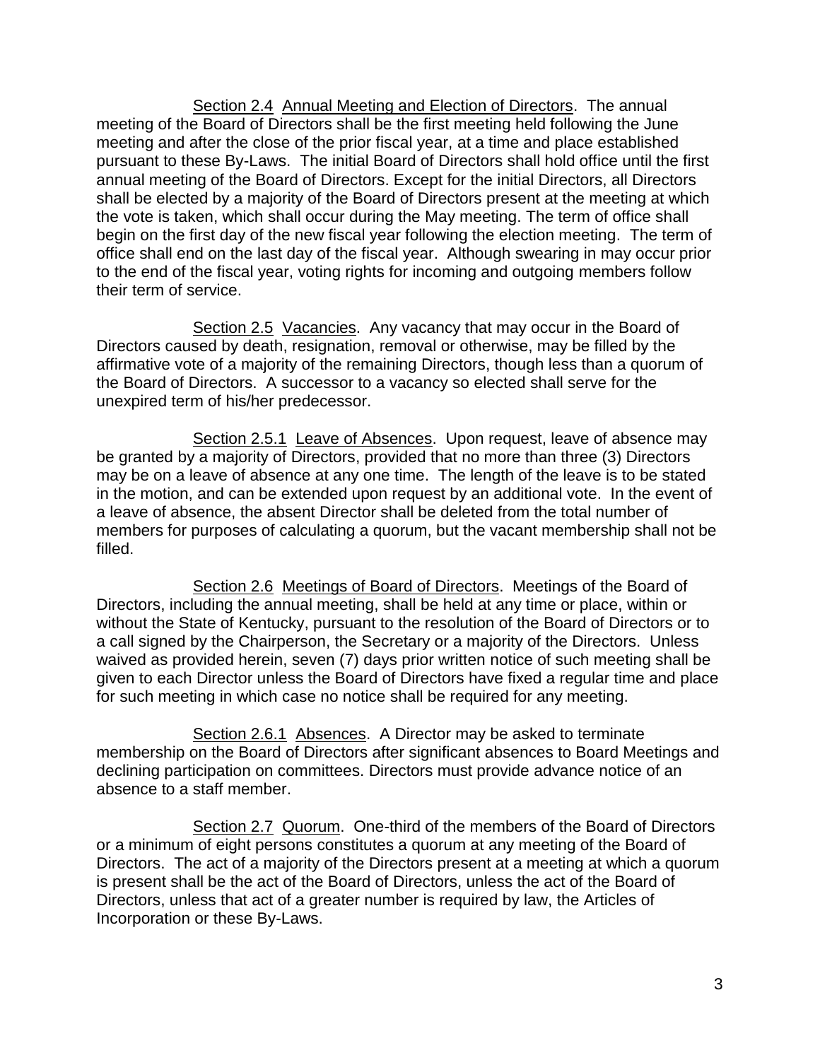Section 2.4 Annual Meeting and Election of Directors. The annual meeting of the Board of Directors shall be the first meeting held following the June meeting and after the close of the prior fiscal year, at a time and place established pursuant to these By-Laws. The initial Board of Directors shall hold office until the first annual meeting of the Board of Directors. Except for the initial Directors, all Directors shall be elected by a majority of the Board of Directors present at the meeting at which the vote is taken, which shall occur during the May meeting. The term of office shall begin on the first day of the new fiscal year following the election meeting. The term of office shall end on the last day of the fiscal year. Although swearing in may occur prior to the end of the fiscal year, voting rights for incoming and outgoing members follow their term of service.

Section 2.5 Vacancies. Any vacancy that may occur in the Board of Directors caused by death, resignation, removal or otherwise, may be filled by the affirmative vote of a majority of the remaining Directors, though less than a quorum of the Board of Directors. A successor to a vacancy so elected shall serve for the unexpired term of his/her predecessor.

Section 2.5.1 Leave of Absences. Upon request, leave of absence may be granted by a majority of Directors, provided that no more than three (3) Directors may be on a leave of absence at any one time. The length of the leave is to be stated in the motion, and can be extended upon request by an additional vote. In the event of a leave of absence, the absent Director shall be deleted from the total number of members for purposes of calculating a quorum, but the vacant membership shall not be filled.

Section 2.6 Meetings of Board of Directors. Meetings of the Board of Directors, including the annual meeting, shall be held at any time or place, within or without the State of Kentucky, pursuant to the resolution of the Board of Directors or to a call signed by the Chairperson, the Secretary or a majority of the Directors. Unless waived as provided herein, seven (7) days prior written notice of such meeting shall be given to each Director unless the Board of Directors have fixed a regular time and place for such meeting in which case no notice shall be required for any meeting.

Section 2.6.1 Absences. A Director may be asked to terminate membership on the Board of Directors after significant absences to Board Meetings and declining participation on committees. Directors must provide advance notice of an absence to a staff member.

Section 2.7 Quorum. One-third of the members of the Board of Directors or a minimum of eight persons constitutes a quorum at any meeting of the Board of Directors. The act of a majority of the Directors present at a meeting at which a quorum is present shall be the act of the Board of Directors, unless the act of the Board of Directors, unless that act of a greater number is required by law, the Articles of Incorporation or these By-Laws.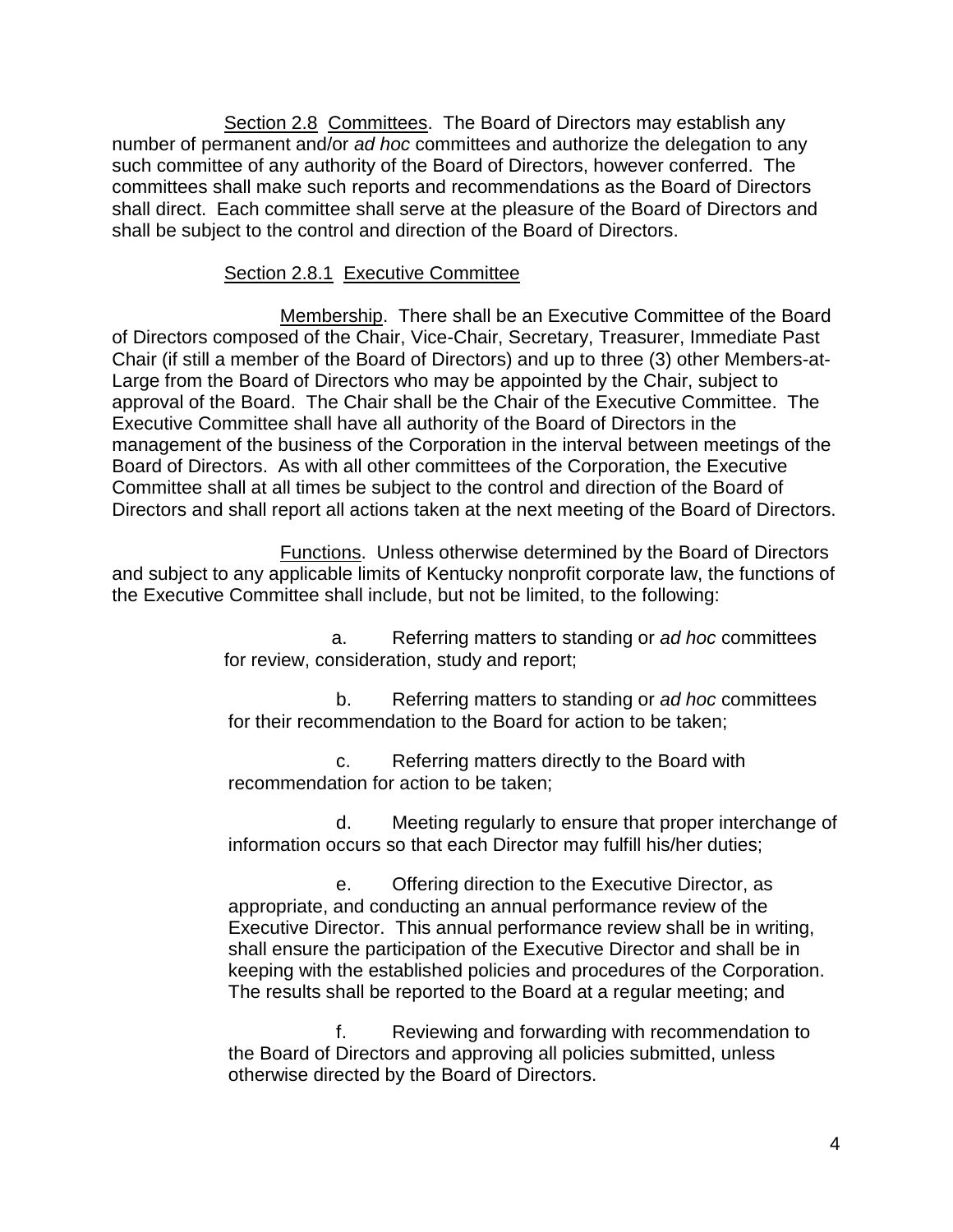<u>Section 2.8</u> <u>Committees</u>. The Board of Directors may establish any number of permanent and/or *ad hoc* committees and authorize the delegation to any such committee of any authority of the Board of Directors, however conferred. The committees shall make such reports and recommendations as the Board of Directors shall direct. Each committee shall serve at the pleasure of the Board of Directors and shall be subject to the control and direction of the Board of Directors.

<u>Section 2.8.1</u> <u>Executive Committee</u>

<u>Membership</u>. There shall be an Executive Committee of the Board of Directors composed of the Chair, Vice-Chair, Secretary, Treasurer, Immediate Past Chair (if still a member of the Board of Directors) and up to three (3) other Members-at-Large from the Board of Directors who may be appointed by the Chair, subject to approval of the Board. The Chair shall be the Chair of the Executive Committee. The Executive Committee shall have all authority of the Board of Directors in the management of the business of the Corporation in the interval between meetings of the Board of Directors. As with all other committees of the Corporation, the Executive Committee shall at all times be subject to the control and direction of the Board of Directors and shall report all actions taken at the next meeting of the Board of Directors.

<u>Functions</u>. Unless otherwise determined by the Board of Directors and subject to any applicable limits of Kentucky nonprofit corporate law, the functions of the Executive Committee shall include, but not be limited, to the following:

a. Referring matters to standing or *ad hoc* committees for review, consideration, study and report;

b. Referring matters to standing or *ad hoc* committees for their recommendation to the Board for action to be taken;

c. Referring matters directly to the Board with recommendation for action to be taken;

d. Meeting regularly to ensure that proper interchange of information occurs so that each Director may fulfill his/her duties;

e. Offering direction to the Executive Director, as appropriate, and conducting an annual performance review of the Executive Director. This annual performance review shall be in writing, shall ensure the participation of the Executive Director and shall be in keeping with the established policies and procedures of the Corporation. The results shall be reported to the Board at a regular meeting; and

f. Reviewing and forwarding with recommendation to the Board of Directors and approving all policies submitted, unless otherwise directed by the Board of Directors.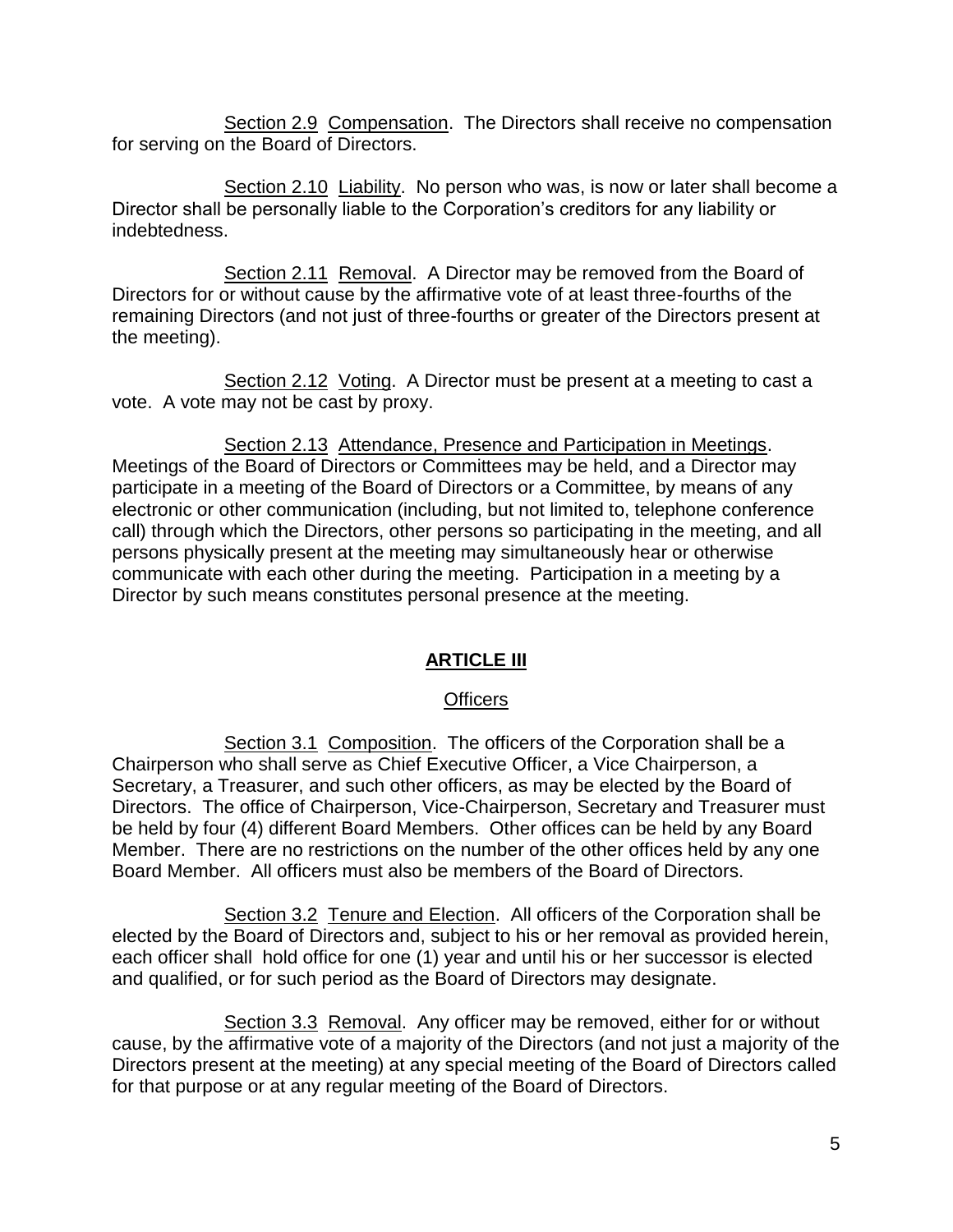Section 2.9 Compensation. The Directors shall receive no compensation for serving on the Board of Directors.

Section 2.10 Liability. No person who was, is now or later shall become a Director shall be personally liable to the Corporation's creditors for any liability or indebtedness.

Section 2.11 Removal. A Director may be removed from the Board of Directors for or without cause by the affirmative vote of at least three-fourths of the remaining Directors (and not just of three-fourths or greater of the Directors present at the meeting).

Section 2.12 Voting. A Director must be present at a meeting to cast a vote. A vote may not be cast by proxy.

Section 2.13 Attendance, Presence and Participation in Meetings. Meetings of the Board of Directors or Committees may be held, and a Director may participate in a meeting of the Board of Directors or a Committee, by means of any electronic or other communication (including, but not limited to, telephone conference call) through which the Directors, other persons so participating in the meeting, and all persons physically present at the meeting may simultaneously hear or otherwise communicate with each other during the meeting. Participation in a meeting by a Director by such means constitutes personal presence at the meeting.

## ARTICLE III

### Officers

Section 3.1 Composition. The officers of the Corporation shall be a Chairperson who shall serve as Chief Executive Officer, a Vice Chairperson, a Secretary, a Treasurer, and such other officers, as may be elected by the Board of Directors. The office of Chairperson, Vice-Chairperson, Secretary and Treasurer must be held by four (4) different Board Members. Other offices can be held by any Board Member. There are no restrictions on the number of the other offices held by any one Board Member. All officers must also be members of the Board of Directors.

Section 3.2 Tenure and Election. All officers of the Corporation shall be elected by the Board of Directors and, subject to his or her removal as provided herein, each officer shall hold office for one (1) year and until his or her successor is elected and qualified, or for such period as the Board of Directors may designate.

Section 3.3 Removal. Any officer may be removed, either for or without cause, by the affirmative vote of a majority of the Directors (and not just a majority of the Directors present at the meeting) at any special meeting of the Board of Directors called for that purpose or at any regular meeting of the Board of Directors.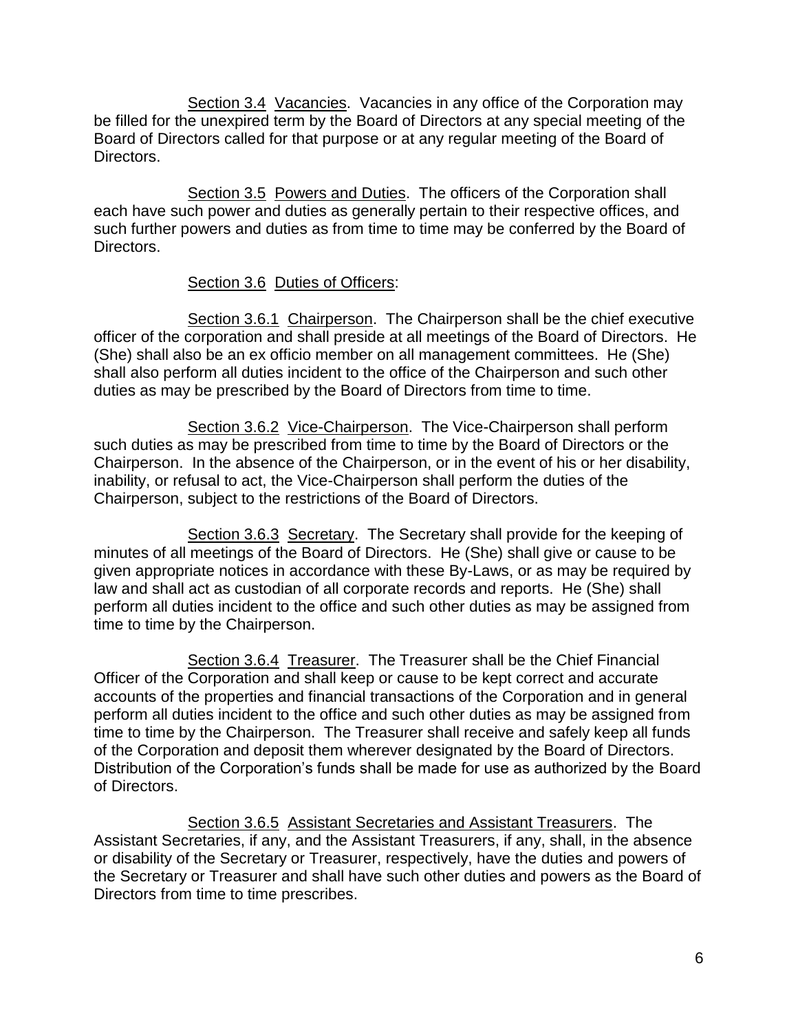Section 3.4 Vacancies. Vacancies in any office of the Corporation may be filled for the unexpired term by the Board of Directors at any special meeting of the Board of Directors called for that purpose or at any regular meeting of the Board of Directors.

Section 3.5 Powers and Duties. The officers of the Corporation shall each have such power and duties as generally pertain to their respective offices, and such further powers and duties as from time to time may be conferred by the Board of Directors.

Section 3.6 Duties of Officers:

Section 3.6.1 Chairperson. The Chairperson shall be the chief executive officer of the corporation and shall preside at all meetings of the Board of Directors. He (She) shall also be an ex officio member on all management committees. He (She) shall also perform all duties incident to the office of the Chairperson and such other duties as may be prescribed by the Board of Directors from time to time.

Section 3.6.2 Vice-Chairperson. The Vice-Chairperson shall perform such duties as may be prescribed from time to time by the Board of Directors or the Chairperson. In the absence of the Chairperson, or in the event of his or her disability, inability, or refusal to act, the Vice-Chairperson shall perform the duties of the Chairperson, subject to the restrictions of the Board of Directors.

Section 3.6.3 Secretary. The Secretary shall provide for the keeping of minutes of all meetings of the Board of Directors. He (She) shall give or cause to be given appropriate notices in accordance with these By-Laws, or as may be required by law and shall act as custodian of all corporate records and reports. He (She) shall perform all duties incident to the office and such other duties as may be assigned from time to time by the Chairperson.

Section 3.6.4 Treasurer. The Treasurer shall be the Chief Financial Officer of the Corporation and shall keep or cause to be kept correct and accurate accounts of the properties and financial transactions of the Corporation and in general perform all duties incident to the office and such other duties as may be assigned from time to time by the Chairperson. The Treasurer shall receive and safely keep all funds of the Corporation and deposit them wherever designated by the Board of Directors. Distribution of the Corporation's funds shall be made for use as authorized by the Board of Directors.

Section 3.6.5 Assistant Secretaries and Assistant Treasurers. The Assistant Secretaries, if any, and the Assistant Treasurers, if any, shall, in the absence or disability of the Secretary or Treasurer, respectively, have the duties and powers of the Secretary or Treasurer and shall have such other duties and powers as the Board of Directors from time to time prescribes.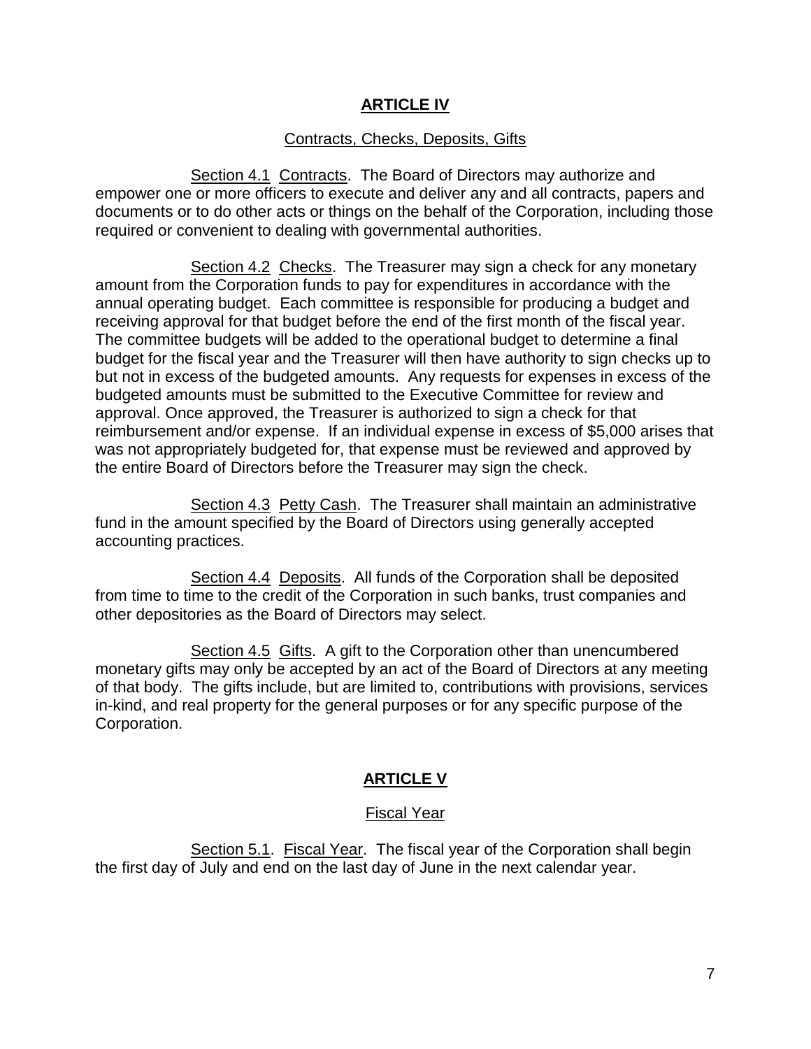## ARTICLE IV

Contracts, Checks, Deposits, Gifts

Section 4.1 Contracts. The Board of Directors may authorize and empower one or more officers to execute and deliver any and all contracts, papers and documents or to do other acts or things on the behalf of the Corporation, including those required or convenient to dealing with governmental authorities.

Section 4.2 Checks. The Treasurer may sign a check for any monetary amount from the Corporation funds to pay for expenditures in accordance with the annual operating budget. Each committee is responsible for producing a budget and receiving approval for that budget before the end of the first month of the fiscal year. The committee budgets will be added to the operational budget to determine a final budget for the fiscal year and the Treasurer will then have authority to sign checks up to but not in excess of the budgeted amounts. Any requests for expenses in excess of the budgeted amounts must be submitted to the Executive Committee for review and approval. Once approved, the Treasurer is authorized to sign a check for that reimbursement and/or expense. If an individual expense in excess of $5,000 arises that was not appropriately budgeted for, that expense must be reviewed and approved by the entire Board of Directors before the Treasurer may sign the check.

Section 4.3 Petty Cash. The Treasurer shall maintain an administrative fund in the amount specified by the Board of Directors using generally accepted accounting practices.

Section 4.4 Deposits. All funds of the Corporation shall be deposited from time to time to the credit of the Corporation in such banks, trust companies and other depositories as the Board of Directors may select.

Section 4.5 Gifts. A gift to the Corporation other than unencumbered monetary gifts may only be accepted by an act of the Board of Directors at any meeting of that body. The gifts include, but are limited to, contributions with provisions, services in-kind, and real property for the general purposes or for any specific purpose of the Corporation.

## ARTICLE V

Fiscal Year

Section 5.1. Fiscal Year. The fiscal year of the Corporation shall begin the first day of July and end on the last day of June in the next calendar year.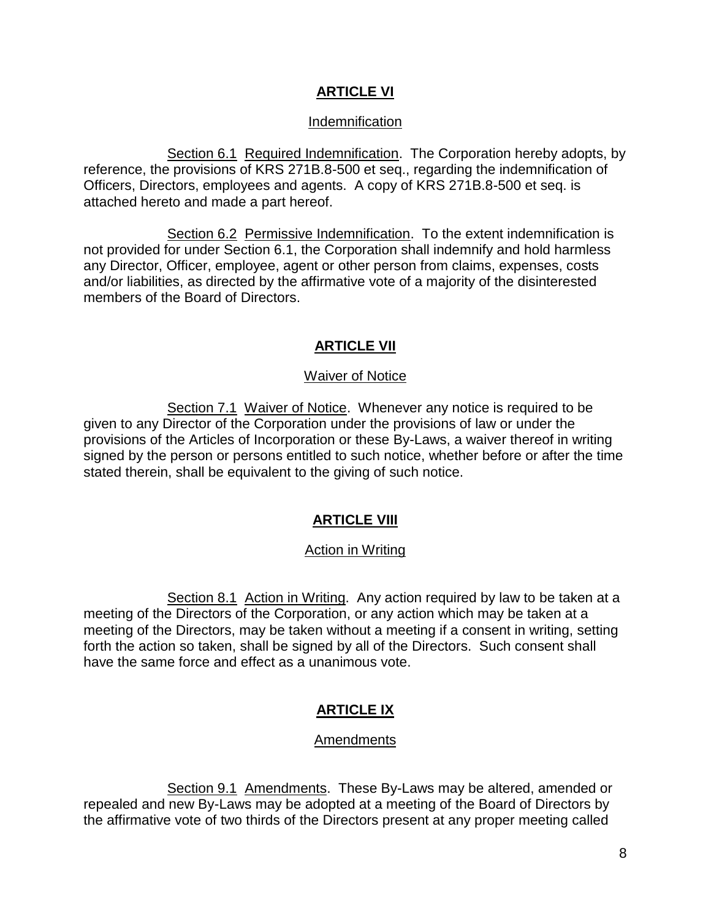## ARTICLE VI

### Indemnification

Section 6.1 Required Indemnification. The Corporation hereby adopts, by reference, the provisions of KRS 271B.8-500 et seq., regarding the indemnification of Officers, Directors, employees and agents. A copy of KRS 271B.8-500 et seq. is attached hereto and made a part hereof.

Section 6.2 Permissive Indemnification. To the extent indemnification is not provided for under Section 6.1, the Corporation shall indemnify and hold harmless any Director, Officer, employee, agent or other person from claims, expenses, costs and/or liabilities, as directed by the affirmative vote of a majority of the disinterested members of the Board of Directors.

## ARTICLE VII

### Waiver of Notice

Section 7.1 Waiver of Notice. Whenever any notice is required to be given to any Director of the Corporation under the provisions of law or under the provisions of the Articles of Incorporation or these By-Laws, a waiver thereof in writing signed by the person or persons entitled to such notice, whether before or after the time stated therein, shall be equivalent to the giving of such notice.

## ARTICLE VIII

### Action in Writing

Section 8.1 Action in Writing. Any action required by law to be taken at a meeting of the Directors of the Corporation, or any action which may be taken at a meeting of the Directors, may be taken without a meeting if a consent in writing, setting forth the action so taken, shall be signed by all of the Directors. Such consent shall have the same force and effect as a unanimous vote.

## ARTICLE IX

### Amendments

Section 9.1 Amendments. These By-Laws may be altered, amended or repealed and new By-Laws may be adopted at a meeting of the Board of Directors by the affirmative vote of two thirds of the Directors present at any proper meeting called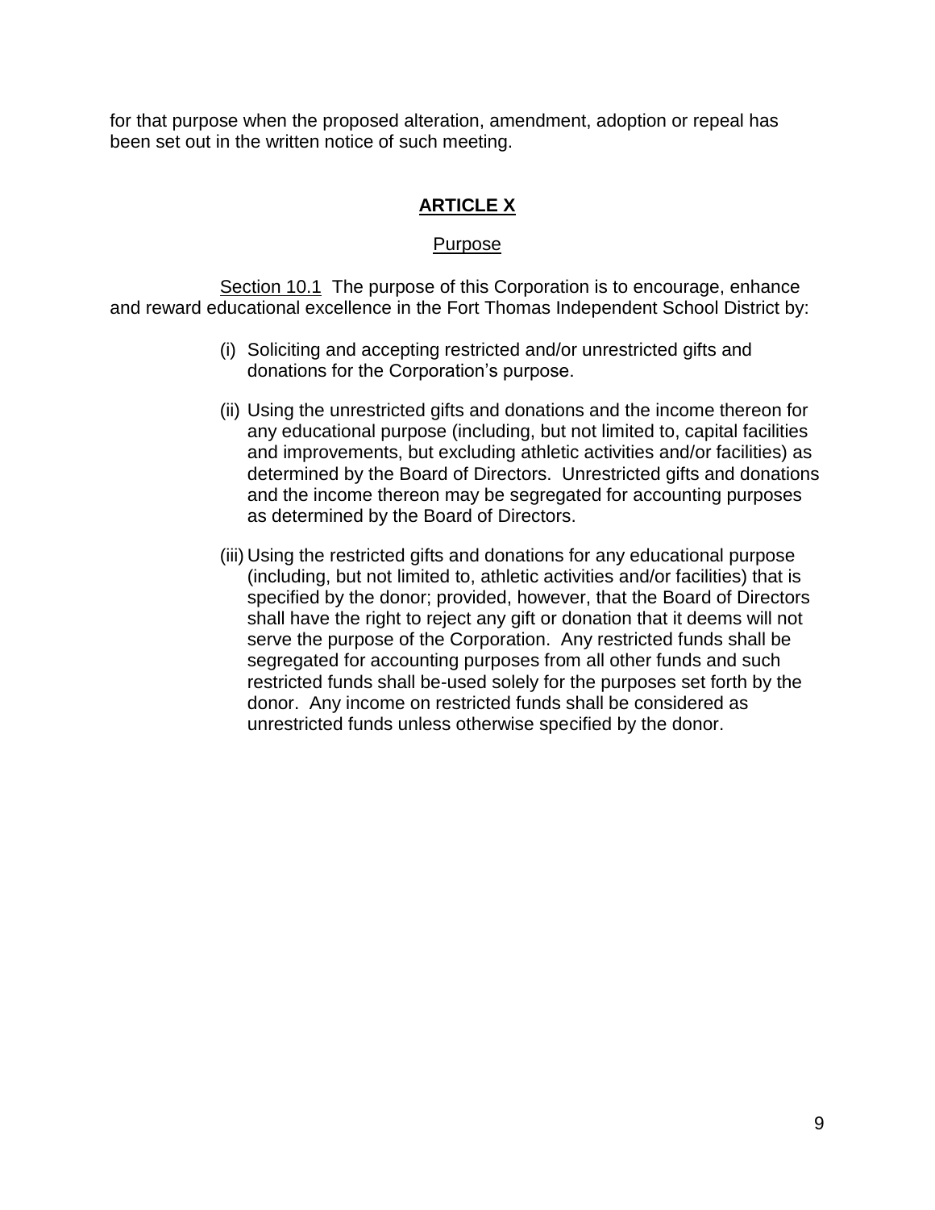for that purpose when the proposed alteration, amendment, adoption or repeal has been set out in the written notice of such meeting.

## **ARTICLE X**

### Purpose

Section 10.1 The purpose of this Corporation is to encourage, enhance and reward educational excellence in the Fort Thomas Independent School District by:

(i) Soliciting and accepting restricted and/or unrestricted gifts and donations for the Corporation's purpose.

(ii) Using the unrestricted gifts and donations and the income thereon for any educational purpose (including, but not limited to, capital facilities and improvements, but excluding athletic activities and/or facilities) as determined by the Board of Directors. Unrestricted gifts and donations and the income thereon may be segregated for accounting purposes as determined by the Board of Directors.

(iii) Using the restricted gifts and donations for any educational purpose (including, but not limited to, athletic activities and/or facilities) that is specified by the donor; provided, however, that the Board of Directors shall have the right to reject any gift or donation that it deems will not serve the purpose of the Corporation. Any restricted funds shall be segregated for accounting purposes from all other funds and such restricted funds shall be-used solely for the purposes set forth by the donor. Any income on restricted funds shall be considered as unrestricted funds unless otherwise specified by the donor.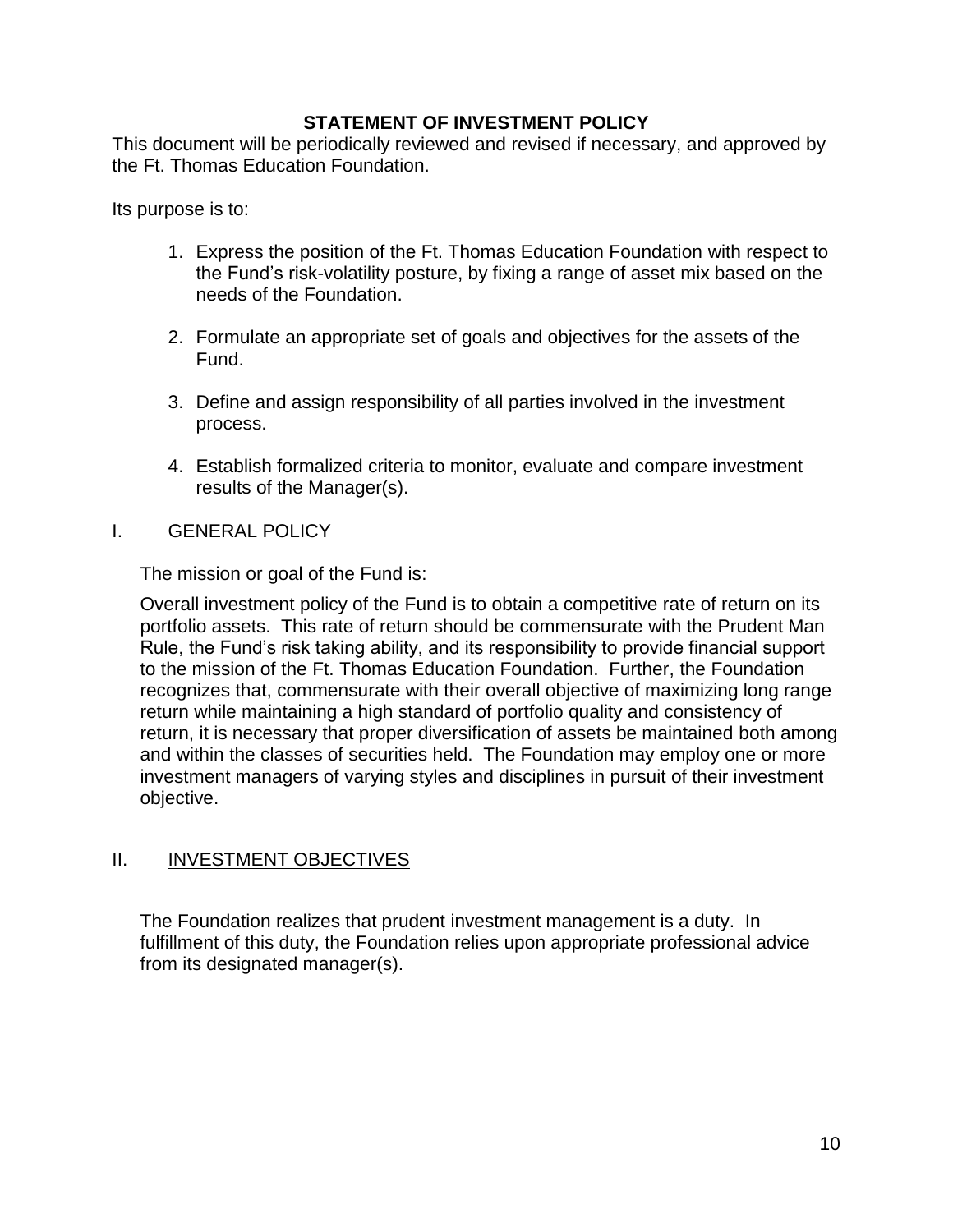## STATEMENT OF INVESTMENT POLICY

This document will be periodically reviewed and revised if necessary, and approved by the Ft. Thomas Education Foundation.

Its purpose is to:

1. Express the position of the Ft. Thomas Education Foundation with respect to the Fund's risk-volatility posture, by fixing a range of asset mix based on the needs of the Foundation.

2. Formulate an appropriate set of goals and objectives for the assets of the Fund.

3. Define and assign responsibility of all parties involved in the investment process.

4. Establish formalized criteria to monitor, evaluate and compare investment results of the Manager(s).

### I. GENERAL POLICY

The mission or goal of the Fund is:

Overall investment policy of the Fund is to obtain a competitive rate of return on its portfolio assets. This rate of return should be commensurate with the Prudent Man Rule, the Fund's risk taking ability, and its responsibility to provide financial support to the mission of the Ft. Thomas Education Foundation. Further, the Foundation recognizes that, commensurate with their overall objective of maximizing long range return while maintaining a high standard of portfolio quality and consistency of return, it is necessary that proper diversification of assets be maintained both among and within the classes of securities held. The Foundation may employ one or more investment managers of varying styles and disciplines in pursuit of their investment objective.

### II. INVESTMENT OBJECTIVES

The Foundation realizes that prudent investment management is a duty. In fulfillment of this duty, the Foundation relies upon appropriate professional advice from its designated manager(s).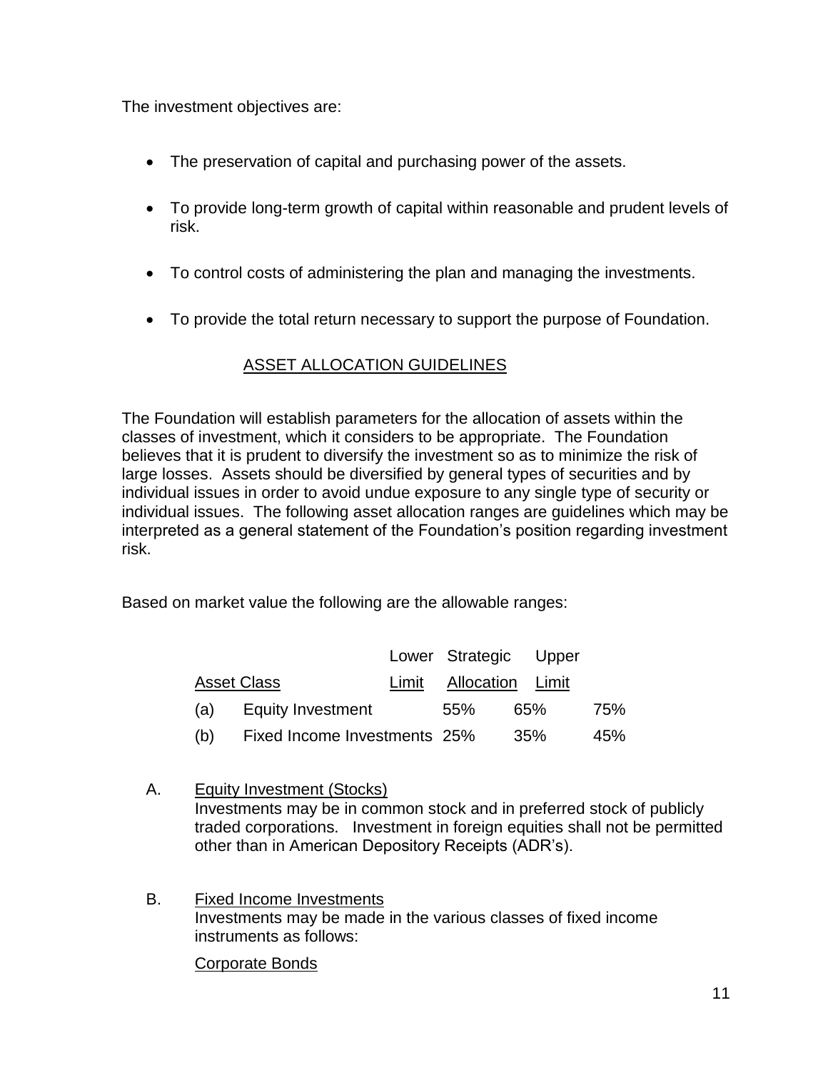The investment objectives are:

- The preservation of capital and purchasing power of the assets.
- To provide long-term growth of capital within reasonable and prudent levels of risk.
- To control costs of administering the plan and managing the investments.
- To provide the total return necessary to support the purpose of Foundation.

## ASSET ALLOCATION GUIDELINES

The Foundation will establish parameters for the allocation of assets within the classes of investment, which it considers to be appropriate. The Foundation believes that it is prudent to diversify the investment so as to minimize the risk of large losses. Assets should be diversified by general types of securities and by individual issues in order to avoid undue exposure to any single type of security or individual issues. The following asset allocation ranges are guidelines which may be interpreted as a general statement of the Foundation's position regarding investment risk.

Based on market value the following are the allowable ranges:

| Asset Class | | Lower Limit | Strategic Allocation | Upper Limit |
|---|---|---|---|---|
| (a) | Equity Investment | 55% | 65% | 75% |
| (b) | Fixed Income Investments | 25% | 35% | 45% |

A. Equity Investment (Stocks)
Investments may be in common stock and in preferred stock of publicly traded corporations. Investment in foreign equities shall not be permitted other than in American Depository Receipts (ADR's).

B. Fixed Income Investments
Investments may be made in the various classes of fixed income instruments as follows:

Corporate Bonds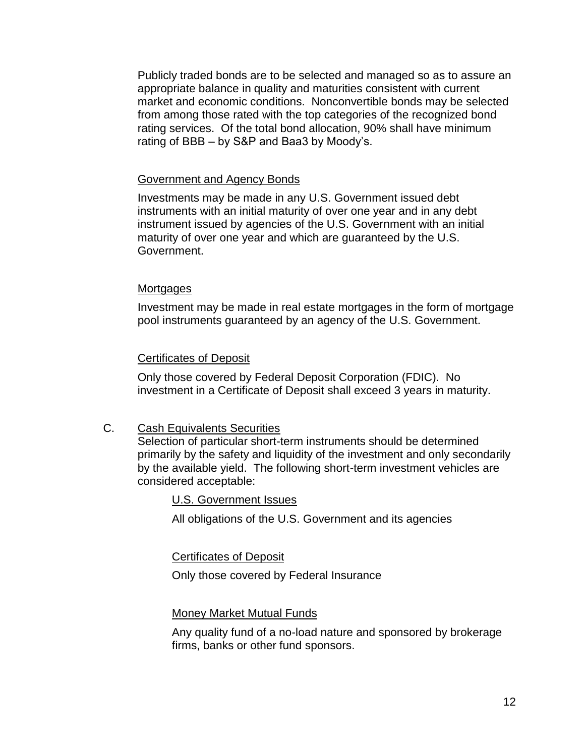Publicly traded bonds are to be selected and managed so as to assure an appropriate balance in quality and maturities consistent with current market and economic conditions. Nonconvertible bonds may be selected from among those rated with the top categories of the recognized bond rating services. Of the total bond allocation, 90% shall have minimum rating of BBB – by S&P and Baa3 by Moody's.

Government and Agency Bonds

Investments may be made in any U.S. Government issued debt instruments with an initial maturity of over one year and in any debt instrument issued by agencies of the U.S. Government with an initial maturity of over one year and which are guaranteed by the U.S. Government.

Mortgages

Investment may be made in real estate mortgages in the form of mortgage pool instruments guaranteed by an agency of the U.S. Government.

Certificates of Deposit

Only those covered by Federal Deposit Corporation (FDIC). No investment in a Certificate of Deposit shall exceed 3 years in maturity.

C. Cash Equivalents Securities

Selection of particular short-term instruments should be determined primarily by the safety and liquidity of the investment and only secondarily by the available yield. The following short-term investment vehicles are considered acceptable:

U.S. Government Issues

All obligations of the U.S. Government and its agencies

Certificates of Deposit

Only those covered by Federal Insurance

Money Market Mutual Funds

Any quality fund of a no-load nature and sponsored by brokerage firms, banks or other fund sponsors.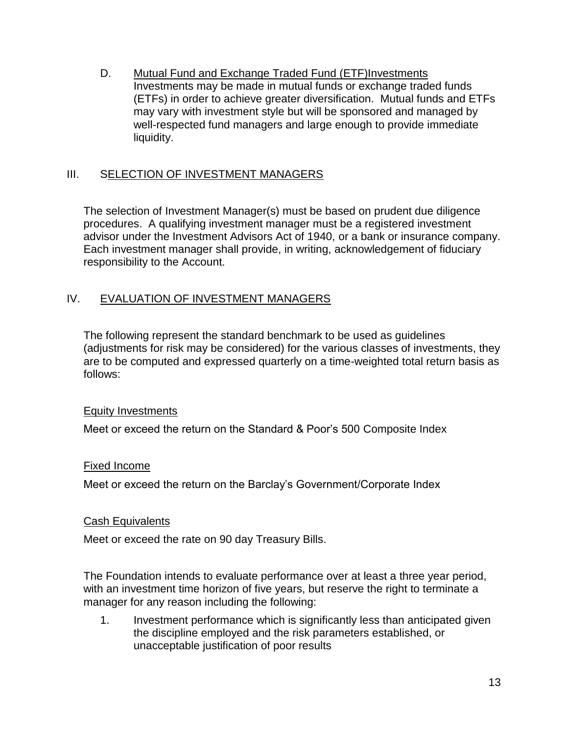D. Mutual Fund and Exchange Traded Fund (ETF)Investments

Investments may be made in mutual funds or exchange traded funds (ETFs) in order to achieve greater diversification. Mutual funds and ETFs may vary with investment style but will be sponsored and managed by well-respected fund managers and large enough to provide immediate liquidity.

## III. SELECTION OF INVESTMENT MANAGERS

The selection of Investment Manager(s) must be based on prudent due diligence procedures. A qualifying investment manager must be a registered investment advisor under the Investment Advisors Act of 1940, or a bank or insurance company. Each investment manager shall provide, in writing, acknowledgement of fiduciary responsibility to the Account.

## IV. EVALUATION OF INVESTMENT MANAGERS

The following represent the standard benchmark to be used as guidelines (adjustments for risk may be considered) for the various classes of investments, they are to be computed and expressed quarterly on a time-weighted total return basis as follows:

Equity Investments

Meet or exceed the return on the Standard & Poor's 500 Composite Index

Fixed Income

Meet or exceed the return on the Barclay's Government/Corporate Index

Cash Equivalents

Meet or exceed the rate on 90 day Treasury Bills.

The Foundation intends to evaluate performance over at least a three year period, with an investment time horizon of five years, but reserve the right to terminate a manager for any reason including the following:

1. Investment performance which is significantly less than anticipated given the discipline employed and the risk parameters established, or unacceptable justification of poor results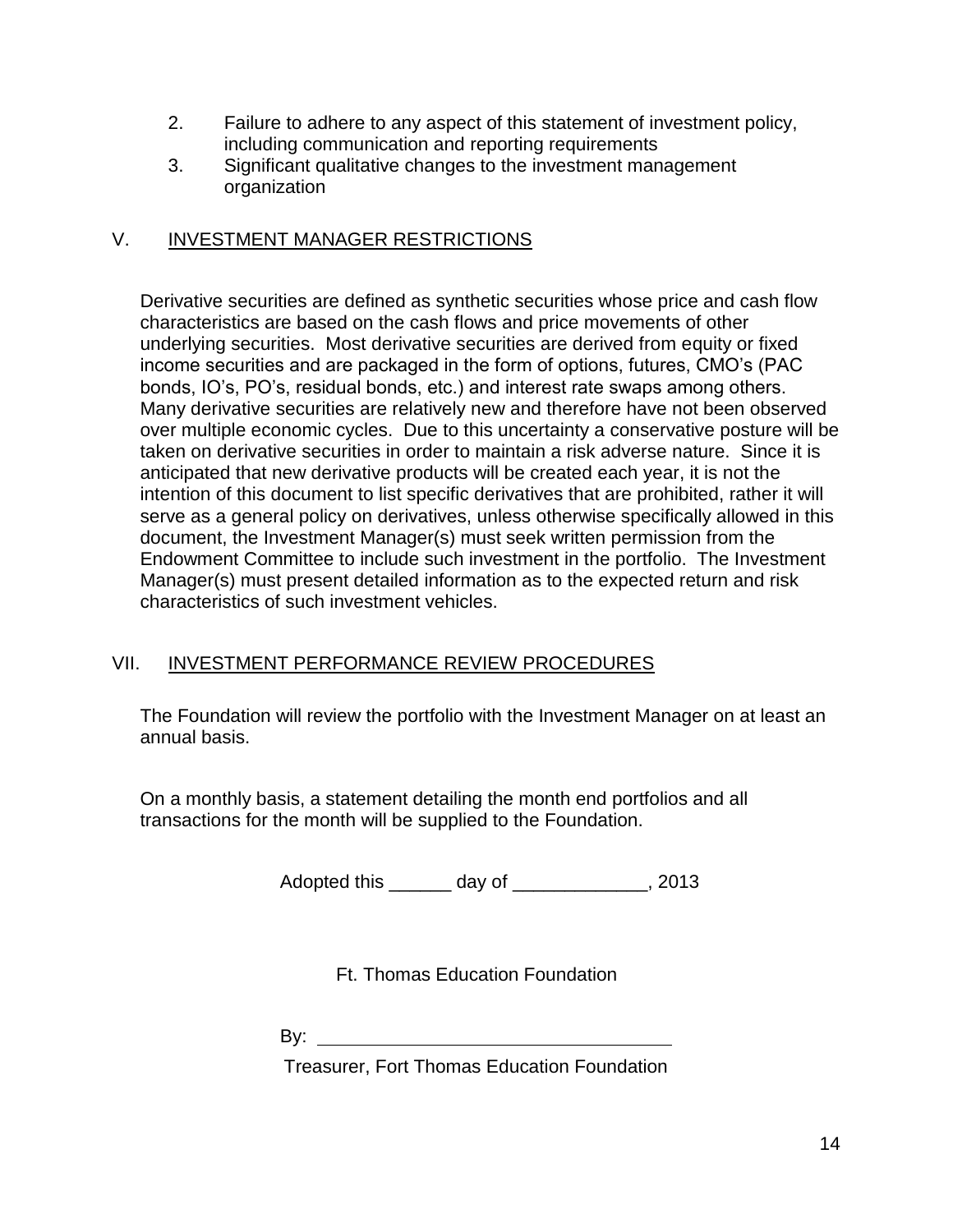2. Failure to adhere to any aspect of this statement of investment policy, including communication and reporting requirements
3. Significant qualitative changes to the investment management organization

## V. INVESTMENT MANAGER RESTRICTIONS

Derivative securities are defined as synthetic securities whose price and cash flow characteristics are based on the cash flows and price movements of other underlying securities. Most derivative securities are derived from equity or fixed income securities and are packaged in the form of options, futures, CMO's (PAC bonds, IO's, PO's, residual bonds, etc.) and interest rate swaps among others. Many derivative securities are relatively new and therefore have not been observed over multiple economic cycles. Due to this uncertainty a conservative posture will be taken on derivative securities in order to maintain a risk adverse nature. Since it is anticipated that new derivative products will be created each year, it is not the intention of this document to list specific derivatives that are prohibited, rather it will serve as a general policy on derivatives, unless otherwise specifically allowed in this document, the Investment Manager(s) must seek written permission from the Endowment Committee to include such investment in the portfolio. The Investment Manager(s) must present detailed information as to the expected return and risk characteristics of such investment vehicles.

## VII. INVESTMENT PERFORMANCE REVIEW PROCEDURES

The Foundation will review the portfolio with the Investment Manager on at least an annual basis.

On a monthly basis, a statement detailing the month end portfolios and all transactions for the month will be supplied to the Foundation.

Adopted this ______ day of _____________, 2013

Ft. Thomas Education Foundation

By: ___________________________________

Treasurer, Fort Thomas Education Foundation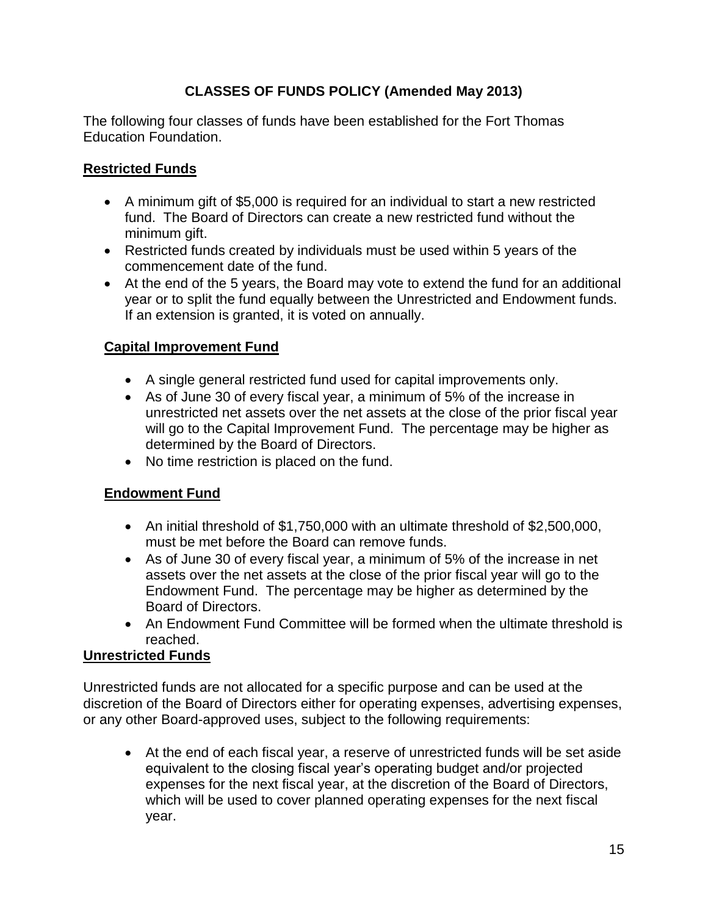# CLASSES OF FUNDS POLICY (Amended May 2013)

The following four classes of funds have been established for the Fort Thomas Education Foundation.

## Restricted Funds

- A minimum gift of $5,000 is required for an individual to start a new restricted fund. The Board of Directors can create a new restricted fund without the minimum gift.
- Restricted funds created by individuals must be used within 5 years of the commencement date of the fund.
- At the end of the 5 years, the Board may vote to extend the fund for an additional year or to split the fund equally between the Unrestricted and Endowment funds. If an extension is granted, it is voted on annually.

### Capital Improvement Fund

- A single general restricted fund used for capital improvements only.
- As of June 30 of every fiscal year, a minimum of 5% of the increase in unrestricted net assets over the net assets at the close of the prior fiscal year will go to the Capital Improvement Fund. The percentage may be higher as determined by the Board of Directors.
- No time restriction is placed on the fund.

### Endowment Fund

- An initial threshold of $1,750,000 with an ultimate threshold of $2,500,000, must be met before the Board can remove funds.
- As of June 30 of every fiscal year, a minimum of 5% of the increase in net assets over the net assets at the close of the prior fiscal year will go to the Endowment Fund. The percentage may be higher as determined by the Board of Directors.
- An Endowment Fund Committee will be formed when the ultimate threshold is reached.

## Unrestricted Funds

Unrestricted funds are not allocated for a specific purpose and can be used at the discretion of the Board of Directors either for operating expenses, advertising expenses, or any other Board-approved uses, subject to the following requirements:

- At the end of each fiscal year, a reserve of unrestricted funds will be set aside equivalent to the closing fiscal year's operating budget and/or projected expenses for the next fiscal year, at the discretion of the Board of Directors, which will be used to cover planned operating expenses for the next fiscal year.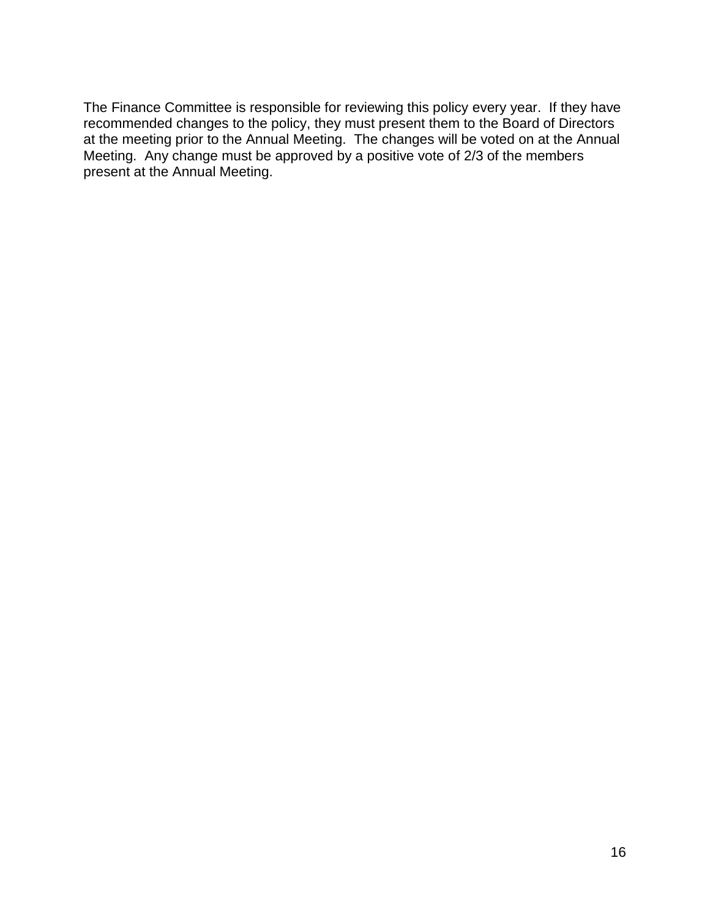The Finance Committee is responsible for reviewing this policy every year. If they have recommended changes to the policy, they must present them to the Board of Directors at the meeting prior to the Annual Meeting. The changes will be voted on at the Annual Meeting. Any change must be approved by a positive vote of 2/3 of the members present at the Annual Meeting.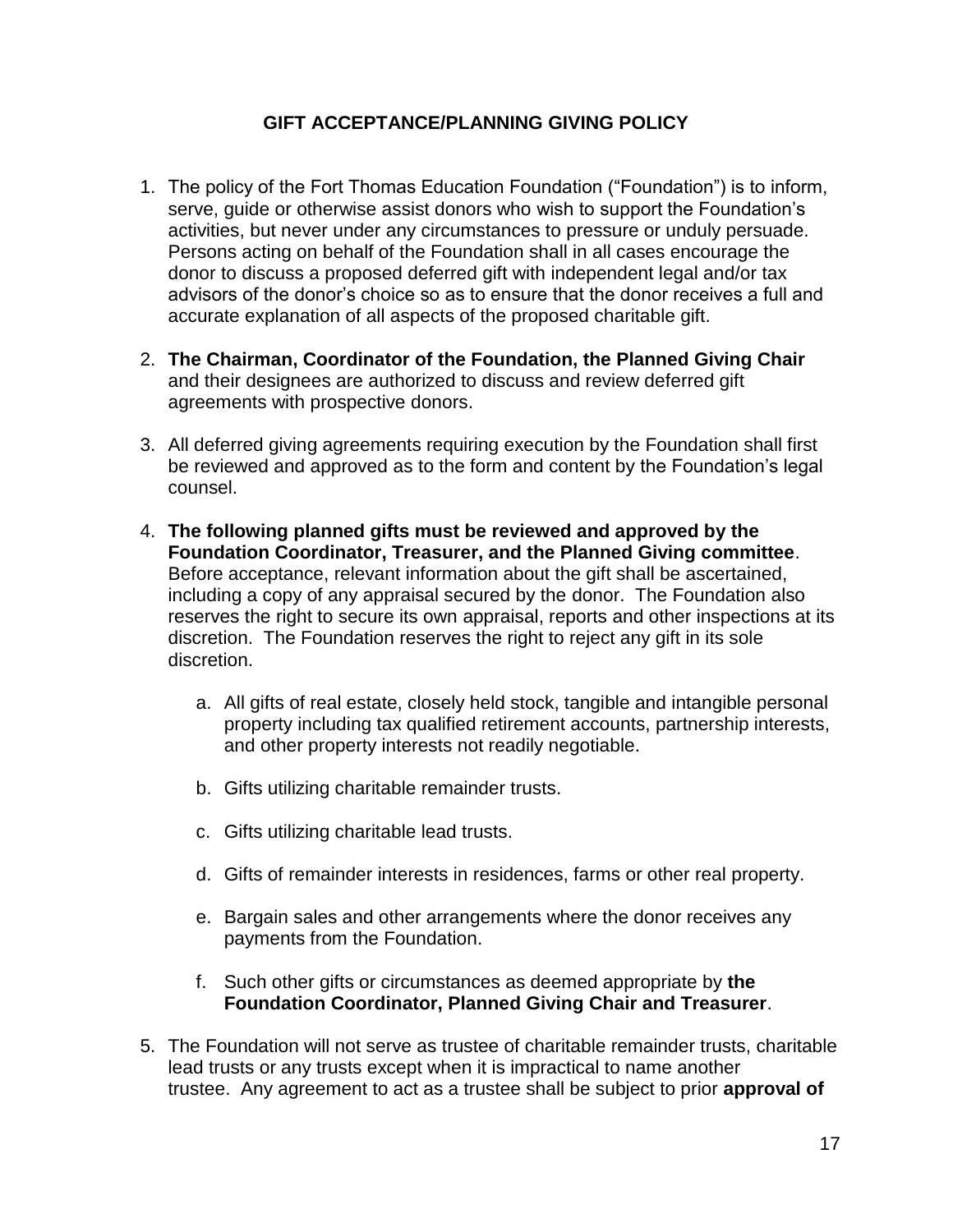## GIFT ACCEPTANCE/PLANNING GIVING POLICY

1. The policy of the Fort Thomas Education Foundation ("Foundation") is to inform, serve, guide or otherwise assist donors who wish to support the Foundation's activities, but never under any circumstances to pressure or unduly persuade. Persons acting on behalf of the Foundation shall in all cases encourage the donor to discuss a proposed deferred gift with independent legal and/or tax advisors of the donor's choice so as to ensure that the donor receives a full and accurate explanation of all aspects of the proposed charitable gift.

2. **The Chairman, Coordinator of the Foundation, the Planned Giving Chair** and their designees are authorized to discuss and review deferred gift agreements with prospective donors.

3. All deferred giving agreements requiring execution by the Foundation shall first be reviewed and approved as to the form and content by the Foundation's legal counsel.

4. **The following planned gifts must be reviewed and approved by the Foundation Coordinator, Treasurer, and the Planned Giving committee**. Before acceptance, relevant information about the gift shall be ascertained, including a copy of any appraisal secured by the donor. The Foundation also reserves the right to secure its own appraisal, reports and other inspections at its discretion. The Foundation reserves the right to reject any gift in its sole discretion.

   a. All gifts of real estate, closely held stock, tangible and intangible personal property including tax qualified retirement accounts, partnership interests, and other property interests not readily negotiable.

   b. Gifts utilizing charitable remainder trusts.

   c. Gifts utilizing charitable lead trusts.

   d. Gifts of remainder interests in residences, farms or other real property.

   e. Bargain sales and other arrangements where the donor receives any payments from the Foundation.

   f. Such other gifts or circumstances as deemed appropriate by **the Foundation Coordinator, Planned Giving Chair and Treasurer**.

5. The Foundation will not serve as trustee of charitable remainder trusts, charitable lead trusts or any trusts except when it is impractical to name another trustee. Any agreement to act as a trustee shall be subject to prior **approval of**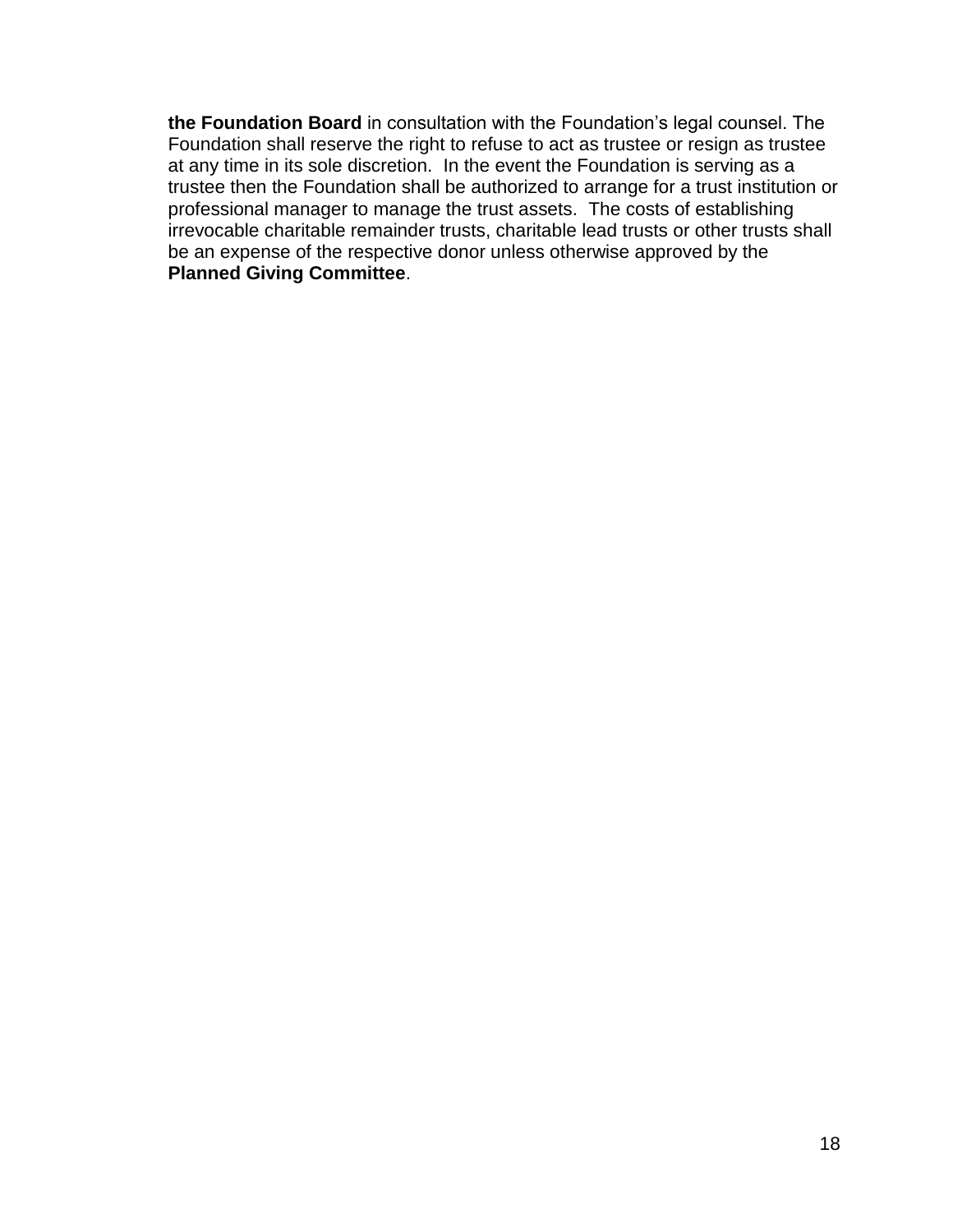**the Foundation Board** in consultation with the Foundation's legal counsel. The Foundation shall reserve the right to refuse to act as trustee or resign as trustee at any time in its sole discretion. In the event the Foundation is serving as a trustee then the Foundation shall be authorized to arrange for a trust institution or professional manager to manage the trust assets. The costs of establishing irrevocable charitable remainder trusts, charitable lead trusts or other trusts shall be an expense of the respective donor unless otherwise approved by the **Planned Giving Committee**.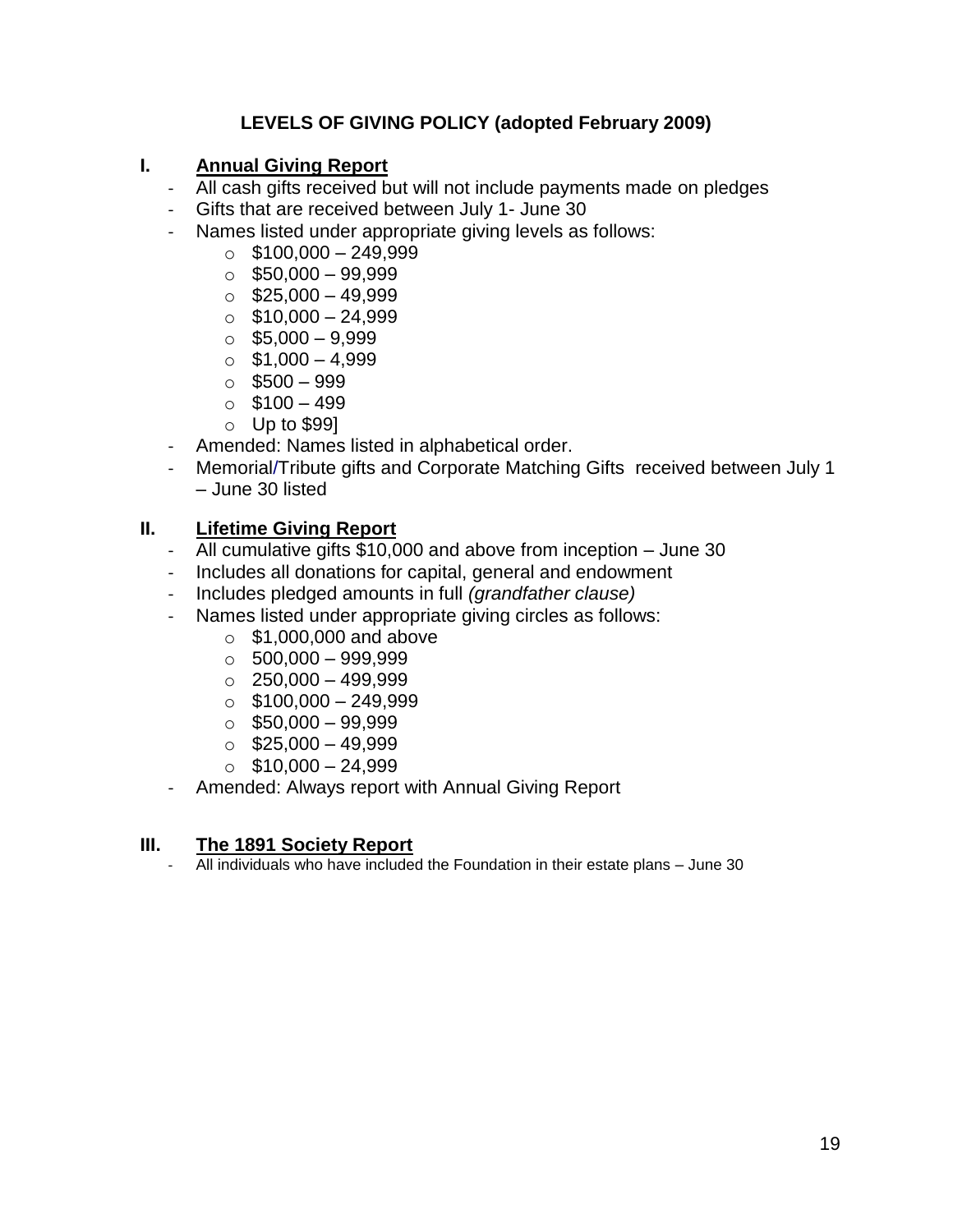**LEVELS OF GIVING POLICY (adopted February 2009)**

## I. Annual Giving Report

- All cash gifts received but will not include payments made on pledges
- Gifts that are received between July 1- June 30
- Names listed under appropriate giving levels as follows:
  - $100,000 – 249,999
  - $50,000 – 99,999
  - $25,000 – 49,999
  - $10,000 – 24,999
  - $5,000 – 9,999
  - $1,000 – 4,999
  - $500 – 999
  - $100 – 499
  - Up to $99]
- Amended: Names listed in alphabetical order.
- Memorial/Tribute gifts and Corporate Matching Gifts received between July 1 – June 30 listed

## II. Lifetime Giving Report

- All cumulative gifts $10,000 and above from inception – June 30
- Includes all donations for capital, general and endowment
- Includes pledged amounts in full *(grandfather clause)*
- Names listed under appropriate giving circles as follows:
  - $1,000,000 and above
  - 500,000 – 999,999
  - 250,000 – 499,999
  - $100,000 – 249,999
  - $50,000 – 99,999
  - $25,000 – 49,999
  - $10,000 – 24,999
- Amended: Always report with Annual Giving Report

## III. The 1891 Society Report

- All individuals who have included the Foundation in their estate plans – June 30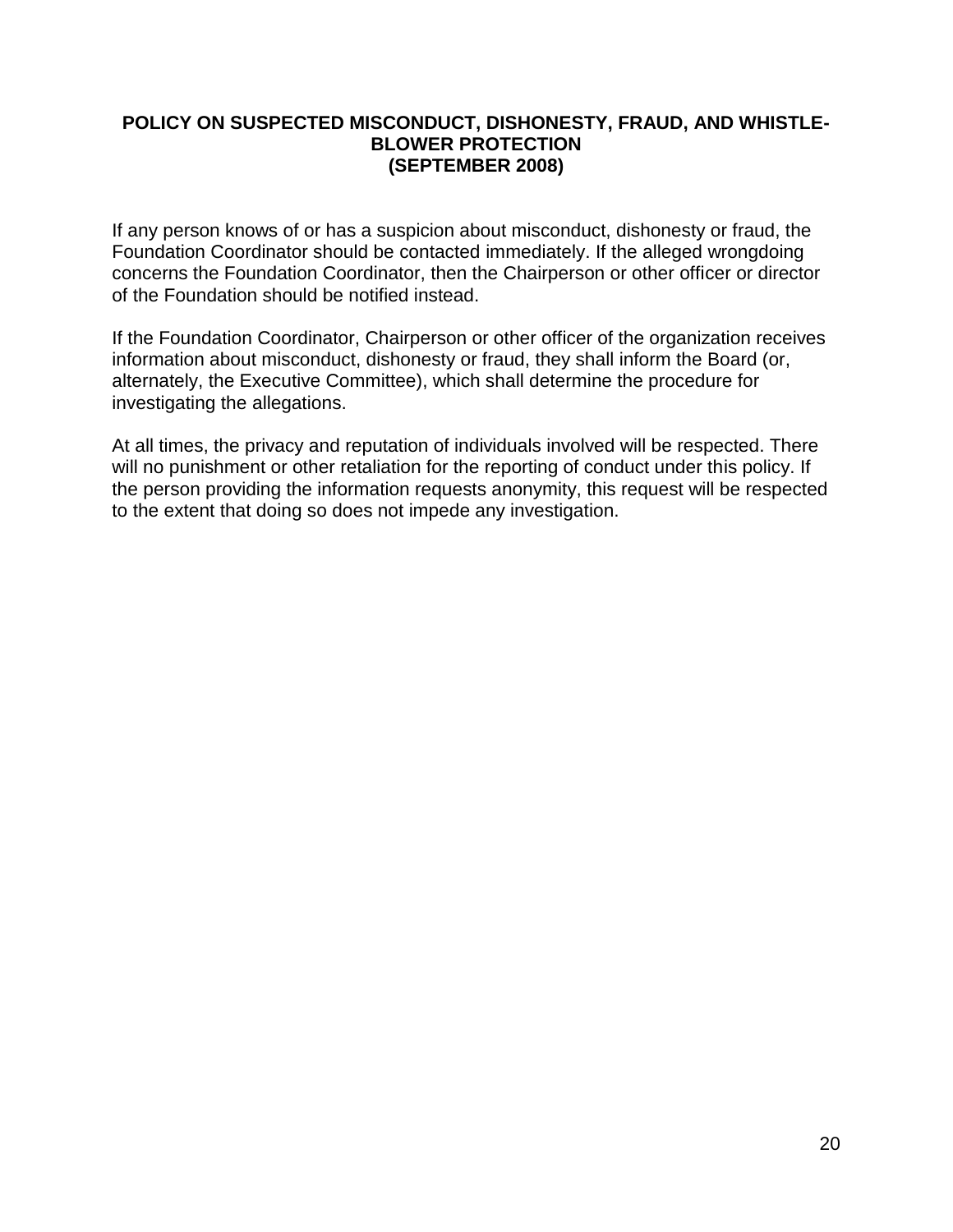# POLICY ON SUSPECTED MISCONDUCT, DISHONESTY, FRAUD, AND WHISTLE-BLOWER PROTECTION
## (SEPTEMBER 2008)

If any person knows of or has a suspicion about misconduct, dishonesty or fraud, the Foundation Coordinator should be contacted immediately. If the alleged wrongdoing concerns the Foundation Coordinator, then the Chairperson or other officer or director of the Foundation should be notified instead.

If the Foundation Coordinator, Chairperson or other officer of the organization receives information about misconduct, dishonesty or fraud, they shall inform the Board (or, alternately, the Executive Committee), which shall determine the procedure for investigating the allegations.

At all times, the privacy and reputation of individuals involved will be respected. There will no punishment or other retaliation for the reporting of conduct under this policy. If the person providing the information requests anonymity, this request will be respected to the extent that doing so does not impede any investigation.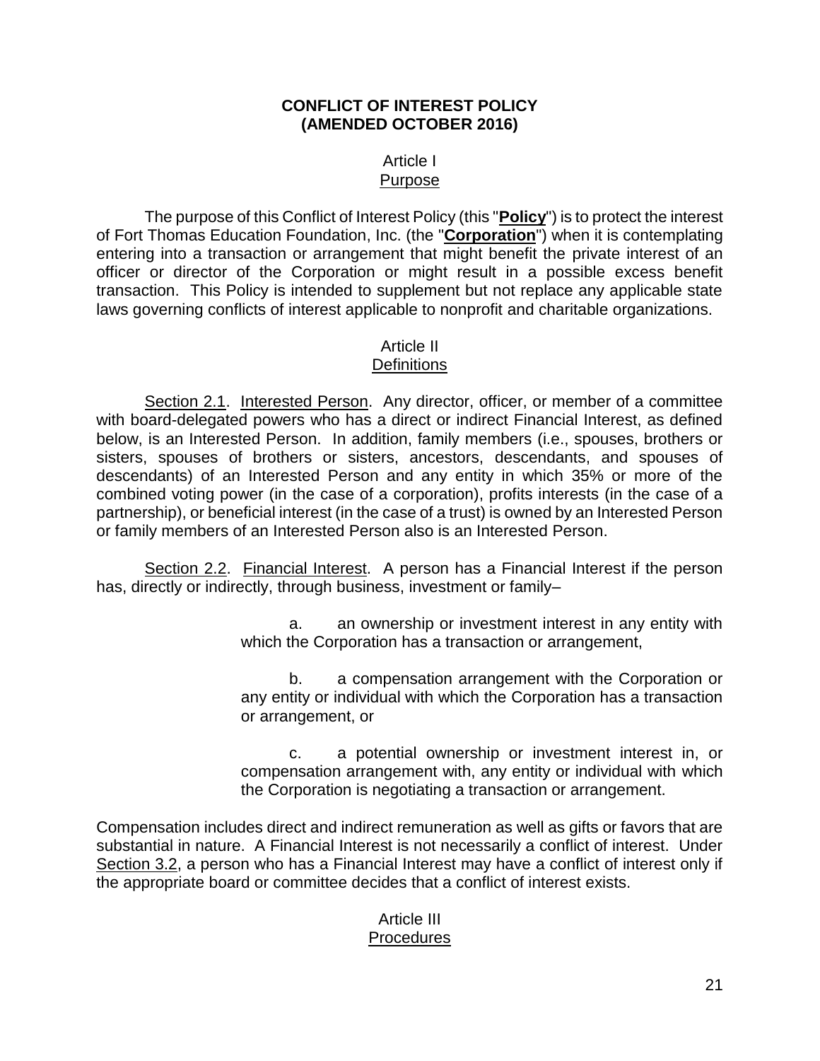# CONFLICT OF INTEREST POLICY (AMENDED OCTOBER 2016)

## Article I
## Purpose

The purpose of this Conflict of Interest Policy (this "**Policy**") is to protect the interest of Fort Thomas Education Foundation, Inc. (the "**Corporation**") when it is contemplating entering into a transaction or arrangement that might benefit the private interest of an officer or director of the Corporation or might result in a possible excess benefit transaction. This Policy is intended to supplement but not replace any applicable state laws governing conflicts of interest applicable to nonprofit and charitable organizations.

## Article II
## Definitions

Section 2.1. Interested Person. Any director, officer, or member of a committee with board-delegated powers who has a direct or indirect Financial Interest, as defined below, is an Interested Person. In addition, family members (i.e., spouses, brothers or sisters, spouses of brothers or sisters, ancestors, descendants, and spouses of descendants) of an Interested Person and any entity in which 35% or more of the combined voting power (in the case of a corporation), profits interests (in the case of a partnership), or beneficial interest (in the case of a trust) is owned by an Interested Person or family members of an Interested Person also is an Interested Person.

Section 2.2. Financial Interest. A person has a Financial Interest if the person has, directly or indirectly, through business, investment or family–

a. an ownership or investment interest in any entity with which the Corporation has a transaction or arrangement,

b. a compensation arrangement with the Corporation or any entity or individual with which the Corporation has a transaction or arrangement, or

c. a potential ownership or investment interest in, or compensation arrangement with, any entity or individual with which the Corporation is negotiating a transaction or arrangement.

Compensation includes direct and indirect remuneration as well as gifts or favors that are substantial in nature. A Financial Interest is not necessarily a conflict of interest. Under Section 3.2, a person who has a Financial Interest may have a conflict of interest only if the appropriate board or committee decides that a conflict of interest exists.

## Article III
## Procedures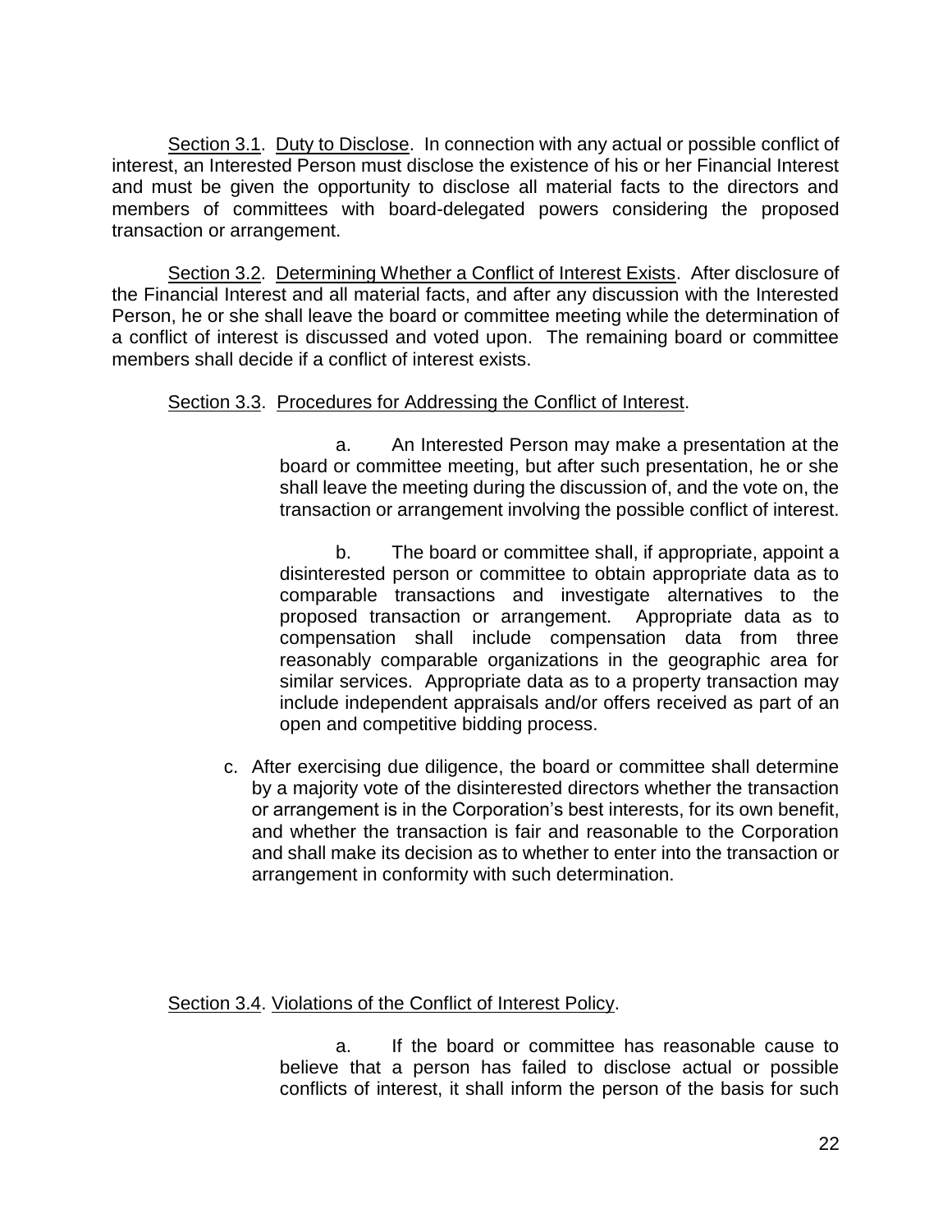Section 3.1. Duty to Disclose. In connection with any actual or possible conflict of interest, an Interested Person must disclose the existence of his or her Financial Interest and must be given the opportunity to disclose all material facts to the directors and members of committees with board-delegated powers considering the proposed transaction or arrangement.

Section 3.2. Determining Whether a Conflict of Interest Exists. After disclosure of the Financial Interest and all material facts, and after any discussion with the Interested Person, he or she shall leave the board or committee meeting while the determination of a conflict of interest is discussed and voted upon. The remaining board or committee members shall decide if a conflict of interest exists.

Section 3.3. Procedures for Addressing the Conflict of Interest.

a. An Interested Person may make a presentation at the board or committee meeting, but after such presentation, he or she shall leave the meeting during the discussion of, and the vote on, the transaction or arrangement involving the possible conflict of interest.

b. The board or committee shall, if appropriate, appoint a disinterested person or committee to obtain appropriate data as to comparable transactions and investigate alternatives to the proposed transaction or arrangement. Appropriate data as to compensation shall include compensation data from three reasonably comparable organizations in the geographic area for similar services. Appropriate data as to a property transaction may include independent appraisals and/or offers received as part of an open and competitive bidding process.

c. After exercising due diligence, the board or committee shall determine by a majority vote of the disinterested directors whether the transaction or arrangement is in the Corporation's best interests, for its own benefit, and whether the transaction is fair and reasonable to the Corporation and shall make its decision as to whether to enter into the transaction or arrangement in conformity with such determination.

Section 3.4. Violations of the Conflict of Interest Policy.

a. If the board or committee has reasonable cause to believe that a person has failed to disclose actual or possible conflicts of interest, it shall inform the person of the basis for such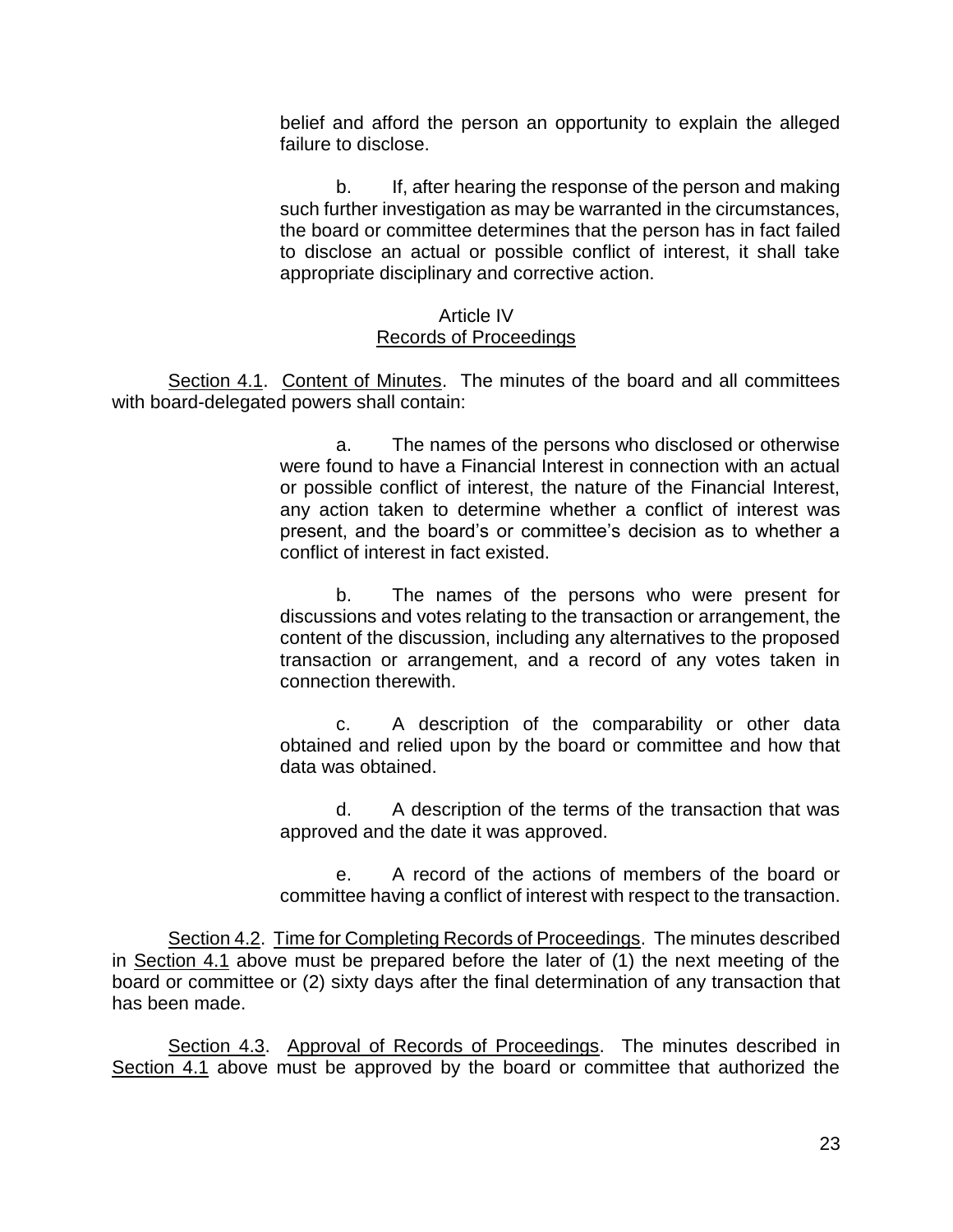belief and afford the person an opportunity to explain the alleged failure to disclose.

b. If, after hearing the response of the person and making such further investigation as may be warranted in the circumstances, the board or committee determines that the person has in fact failed to disclose an actual or possible conflict of interest, it shall take appropriate disciplinary and corrective action.

## Article IV
## Records of Proceedings

Section 4.1. Content of Minutes. The minutes of the board and all committees with board-delegated powers shall contain:

a. The names of the persons who disclosed or otherwise were found to have a Financial Interest in connection with an actual or possible conflict of interest, the nature of the Financial Interest, any action taken to determine whether a conflict of interest was present, and the board's or committee's decision as to whether a conflict of interest in fact existed.

b. The names of the persons who were present for discussions and votes relating to the transaction or arrangement, the content of the discussion, including any alternatives to the proposed transaction or arrangement, and a record of any votes taken in connection therewith.

c. A description of the comparability or other data obtained and relied upon by the board or committee and how that data was obtained.

d. A description of the terms of the transaction that was approved and the date it was approved.

e. A record of the actions of members of the board or committee having a conflict of interest with respect to the transaction.

Section 4.2. Time for Completing Records of Proceedings. The minutes described in Section 4.1 above must be prepared before the later of (1) the next meeting of the board or committee or (2) sixty days after the final determination of any transaction that has been made.

Section 4.3. Approval of Records of Proceedings. The minutes described in Section 4.1 above must be approved by the board or committee that authorized the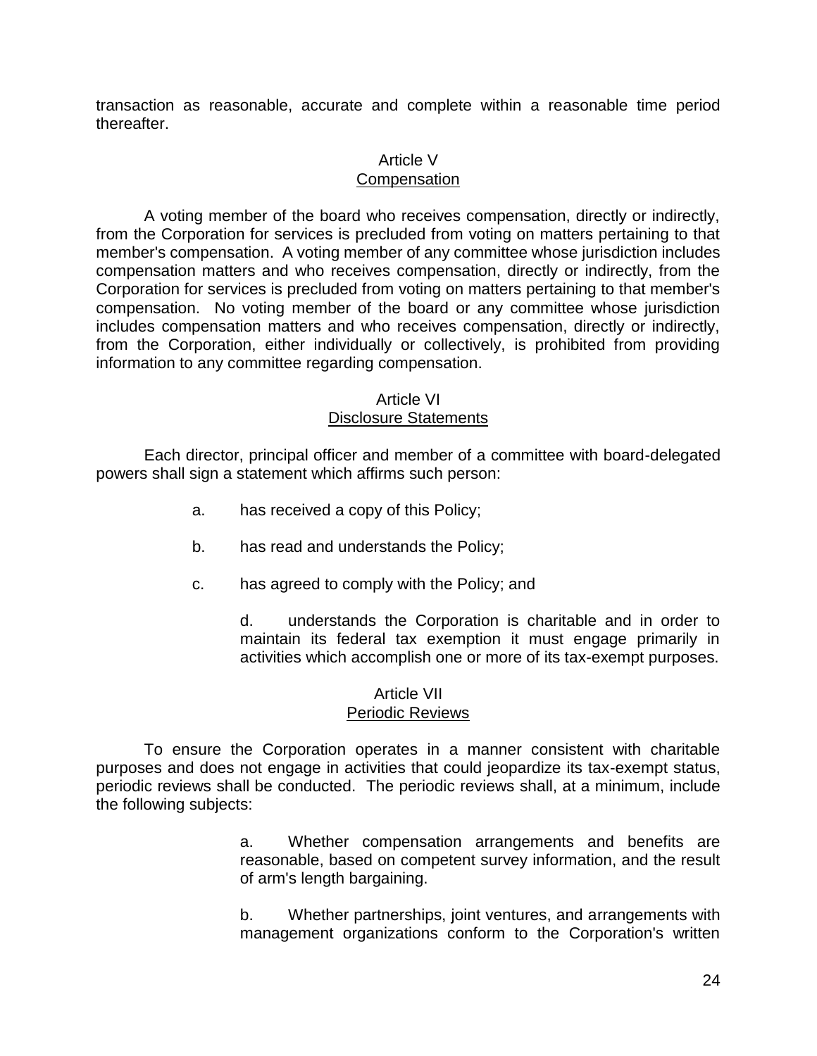transaction as reasonable, accurate and complete within a reasonable time period thereafter.

## Article V
### Compensation

A voting member of the board who receives compensation, directly or indirectly, from the Corporation for services is precluded from voting on matters pertaining to that member's compensation. A voting member of any committee whose jurisdiction includes compensation matters and who receives compensation, directly or indirectly, from the Corporation for services is precluded from voting on matters pertaining to that member's compensation. No voting member of the board or any committee whose jurisdiction includes compensation matters and who receives compensation, directly or indirectly, from the Corporation, either individually or collectively, is prohibited from providing information to any committee regarding compensation.

## Article VI
### Disclosure Statements

Each director, principal officer and member of a committee with board-delegated powers shall sign a statement which affirms such person:

a. has received a copy of this Policy;

b. has read and understands the Policy;

c. has agreed to comply with the Policy; and

d. understands the Corporation is charitable and in order to maintain its federal tax exemption it must engage primarily in activities which accomplish one or more of its tax-exempt purposes.

## Article VII
### Periodic Reviews

To ensure the Corporation operates in a manner consistent with charitable purposes and does not engage in activities that could jeopardize its tax-exempt status, periodic reviews shall be conducted. The periodic reviews shall, at a minimum, include the following subjects:

a. Whether compensation arrangements and benefits are reasonable, based on competent survey information, and the result of arm's length bargaining.

b. Whether partnerships, joint ventures, and arrangements with management organizations conform to the Corporation's written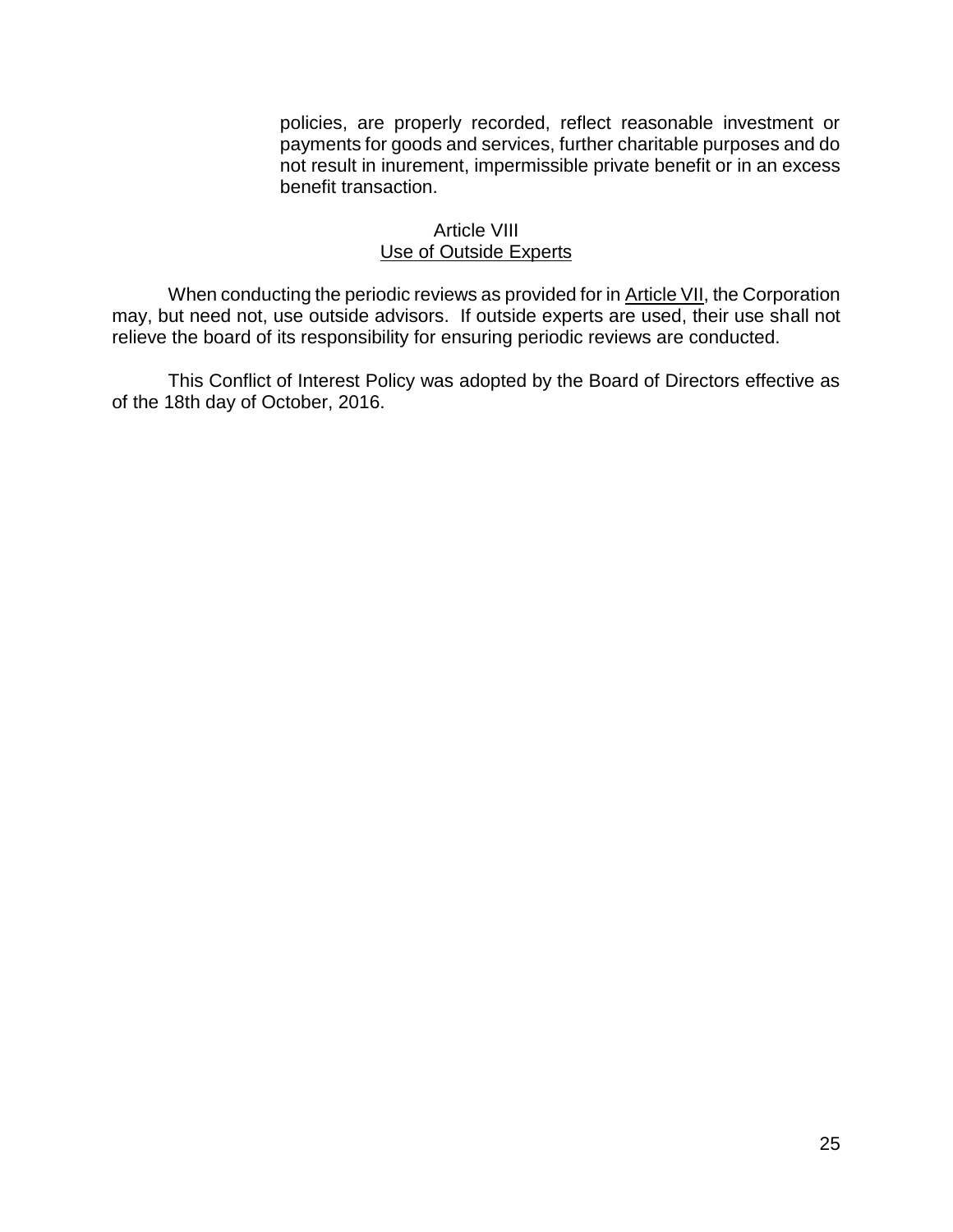policies, are properly recorded, reflect reasonable investment or payments for goods and services, further charitable purposes and do not result in inurement, impermissible private benefit or in an excess benefit transaction.

## Article VIII
## Use of Outside Experts

When conducting the periodic reviews as provided for in Article VII, the Corporation may, but need not, use outside advisors. If outside experts are used, their use shall not relieve the board of its responsibility for ensuring periodic reviews are conducted.

This Conflict of Interest Policy was adopted by the Board of Directors effective as of the 18th day of October, 2016.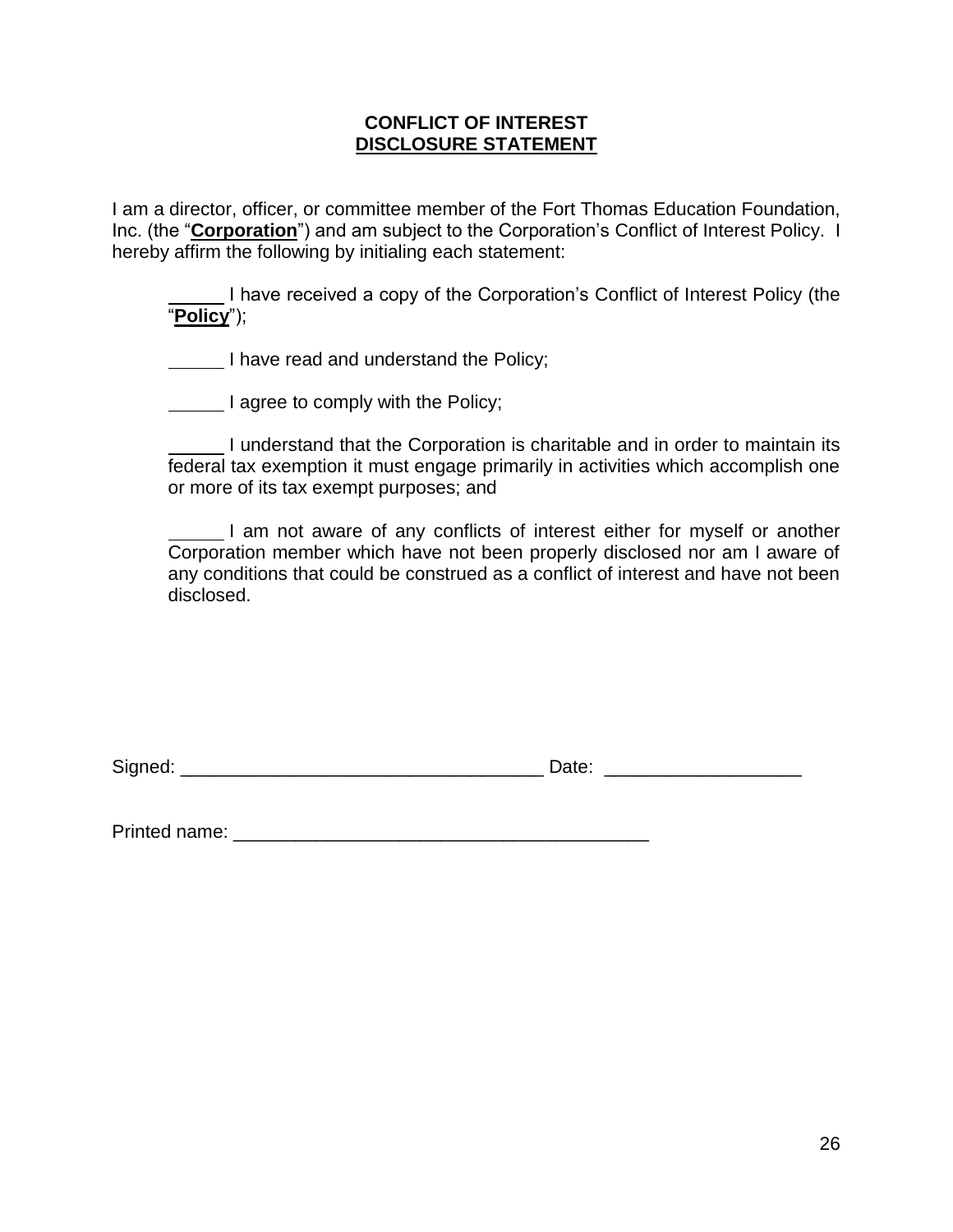**CONFLICT OF INTEREST**
**DISCLOSURE STATEMENT**

I am a director, officer, or committee member of the Fort Thomas Education Foundation, Inc. (the "**Corporation**") and am subject to the Corporation's Conflict of Interest Policy. I hereby affirm the following by initialing each statement:

_____ I have received a copy of the Corporation's Conflict of Interest Policy (the "**Policy**");

_____ I have read and understand the Policy;

_____ I agree to comply with the Policy;

_____ I understand that the Corporation is charitable and in order to maintain its federal tax exemption it must engage primarily in activities which accomplish one or more of its tax exempt purposes; and

_____ I am not aware of any conflicts of interest either for myself or another Corporation member which have not been properly disclosed nor am I aware of any conditions that could be construed as a conflict of interest and have not been disclosed.

Signed: ___________________________________ Date: ___________________

Printed name: ________________________________________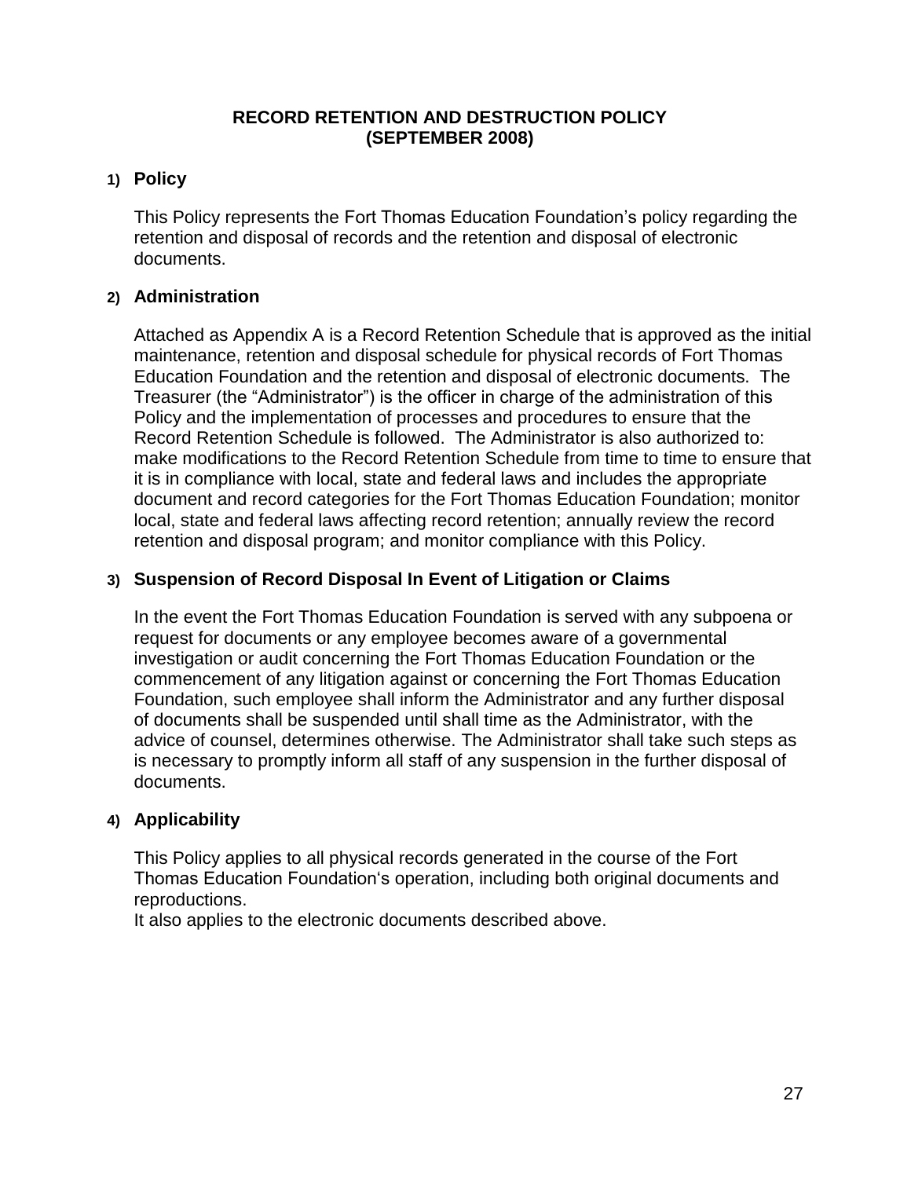# RECORD RETENTION AND DESTRUCTION POLICY (SEPTEMBER 2008)

## 1) Policy

This Policy represents the Fort Thomas Education Foundation’s policy regarding the retention and disposal of records and the retention and disposal of electronic documents.

## 2) Administration

Attached as Appendix A is a Record Retention Schedule that is approved as the initial maintenance, retention and disposal schedule for physical records of Fort Thomas Education Foundation and the retention and disposal of electronic documents. The Treasurer (the “Administrator”) is the officer in charge of the administration of this Policy and the implementation of processes and procedures to ensure that the Record Retention Schedule is followed. The Administrator is also authorized to: make modifications to the Record Retention Schedule from time to time to ensure that it is in compliance with local, state and federal laws and includes the appropriate document and record categories for the Fort Thomas Education Foundation; monitor local, state and federal laws affecting record retention; annually review the record retention and disposal program; and monitor compliance with this Policy.

## 3) Suspension of Record Disposal In Event of Litigation or Claims

In the event the Fort Thomas Education Foundation is served with any subpoena or request for documents or any employee becomes aware of a governmental investigation or audit concerning the Fort Thomas Education Foundation or the commencement of any litigation against or concerning the Fort Thomas Education Foundation, such employee shall inform the Administrator and any further disposal of documents shall be suspended until shall time as the Administrator, with the advice of counsel, determines otherwise. The Administrator shall take such steps as is necessary to promptly inform all staff of any suspension in the further disposal of documents.

## 4) Applicability

This Policy applies to all physical records generated in the course of the Fort Thomas Education Foundation‘s operation, including both original documents and reproductions.
It also applies to the electronic documents described above.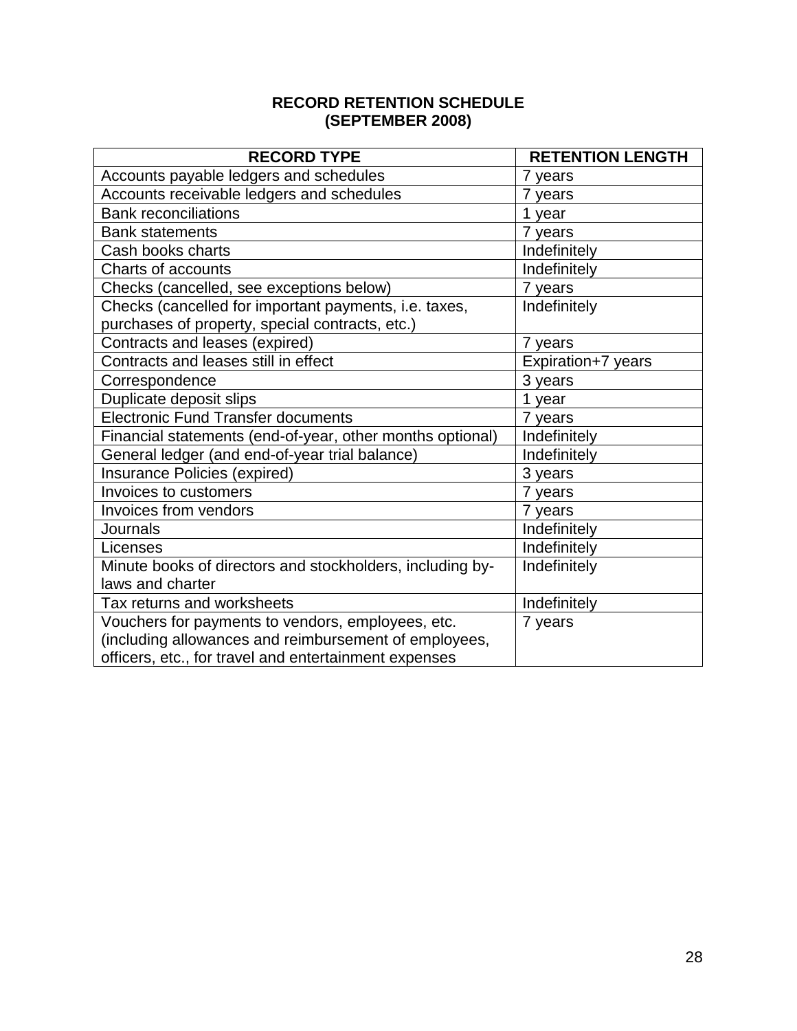# RECORD RETENTION SCHEDULE
# (SEPTEMBER 2008)

| RECORD TYPE | RETENTION LENGTH |
|---|---|
| Accounts payable ledgers and schedules | 7 years |
| Accounts receivable ledgers and schedules | 7 years |
| Bank reconciliations | 1 year |
| Bank statements | 7 years |
| Cash books charts | Indefinitely |
| Charts of accounts | Indefinitely |
| Checks (cancelled, see exceptions below) | 7 years |
| Checks (cancelled for important payments, i.e. taxes, purchases of property, special contracts, etc.) | Indefinitely |
| Contracts and leases (expired) | 7 years |
| Contracts and leases still in effect | Expiration+7 years |
| Correspondence | 3 years |
| Duplicate deposit slips | 1 year |
| Electronic Fund Transfer documents | 7 years |
| Financial statements (end-of-year, other months optional) | Indefinitely |
| General ledger (and end-of-year trial balance) | Indefinitely |
| Insurance Policies (expired) | 3 years |
| Invoices to customers | 7 years |
| Invoices from vendors | 7 years |
| Journals | Indefinitely |
| Licenses | Indefinitely |
| Minute books of directors and stockholders, including by-laws and charter | Indefinitely |
| Tax returns and worksheets | Indefinitely |
| Vouchers for payments to vendors, employees, etc. (including allowances and reimbursement of employees, officers, etc., for travel and entertainment expenses | 7 years |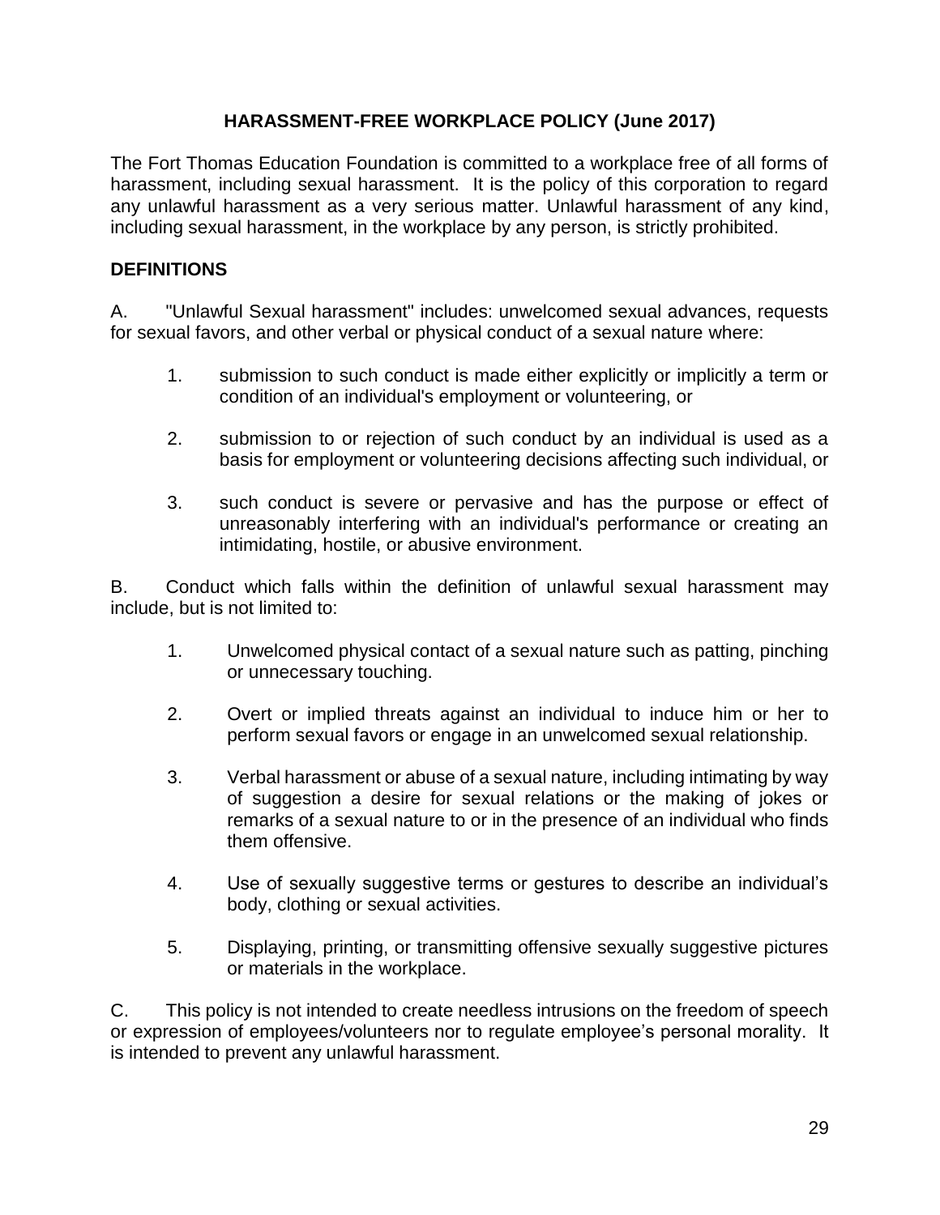## HARASSMENT-FREE WORKPLACE POLICY (June 2017)

The Fort Thomas Education Foundation is committed to a workplace free of all forms of harassment, including sexual harassment. It is the policy of this corporation to regard any unlawful harassment as a very serious matter. Unlawful harassment of any kind, including sexual harassment, in the workplace by any person, is strictly prohibited.

### DEFINITIONS

A. "Unlawful Sexual harassment" includes: unwelcomed sexual advances, requests for sexual favors, and other verbal or physical conduct of a sexual nature where:

1. submission to such conduct is made either explicitly or implicitly a term or condition of an individual's employment or volunteering, or
2. submission to or rejection of such conduct by an individual is used as a basis for employment or volunteering decisions affecting such individual, or
3. such conduct is severe or pervasive and has the purpose or effect of unreasonably interfering with an individual's performance or creating an intimidating, hostile, or abusive environment.

B. Conduct which falls within the definition of unlawful sexual harassment may include, but is not limited to:

1. Unwelcomed physical contact of a sexual nature such as patting, pinching or unnecessary touching.
2. Overt or implied threats against an individual to induce him or her to perform sexual favors or engage in an unwelcomed sexual relationship.
3. Verbal harassment or abuse of a sexual nature, including intimating by way of suggestion a desire for sexual relations or the making of jokes or remarks of a sexual nature to or in the presence of an individual who finds them offensive.
4. Use of sexually suggestive terms or gestures to describe an individual's body, clothing or sexual activities.
5. Displaying, printing, or transmitting offensive sexually suggestive pictures or materials in the workplace.

C. This policy is not intended to create needless intrusions on the freedom of speech or expression of employees/volunteers nor to regulate employee's personal morality. It is intended to prevent any unlawful harassment.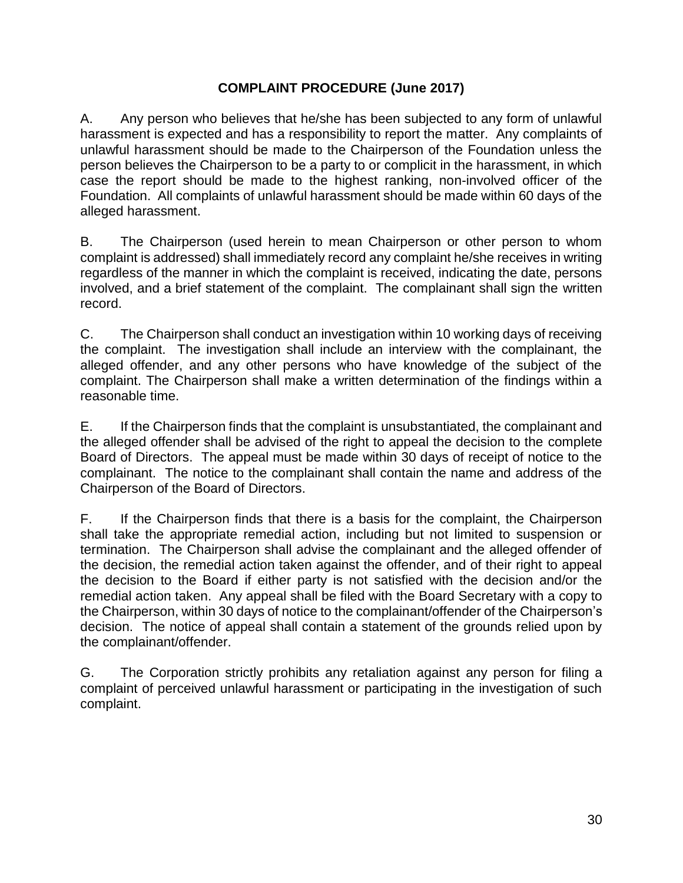# COMPLAINT PROCEDURE (June 2017)

A. Any person who believes that he/she has been subjected to any form of unlawful harassment is expected and has a responsibility to report the matter. Any complaints of unlawful harassment should be made to the Chairperson of the Foundation unless the person believes the Chairperson to be a party to or complicit in the harassment, in which case the report should be made to the highest ranking, non-involved officer of the Foundation. All complaints of unlawful harassment should be made within 60 days of the alleged harassment.

B. The Chairperson (used herein to mean Chairperson or other person to whom complaint is addressed) shall immediately record any complaint he/she receives in writing regardless of the manner in which the complaint is received, indicating the date, persons involved, and a brief statement of the complaint. The complainant shall sign the written record.

C. The Chairperson shall conduct an investigation within 10 working days of receiving the complaint. The investigation shall include an interview with the complainant, the alleged offender, and any other persons who have knowledge of the subject of the complaint. The Chairperson shall make a written determination of the findings within a reasonable time.

E. If the Chairperson finds that the complaint is unsubstantiated, the complainant and the alleged offender shall be advised of the right to appeal the decision to the complete Board of Directors. The appeal must be made within 30 days of receipt of notice to the complainant. The notice to the complainant shall contain the name and address of the Chairperson of the Board of Directors.

F. If the Chairperson finds that there is a basis for the complaint, the Chairperson shall take the appropriate remedial action, including but not limited to suspension or termination. The Chairperson shall advise the complainant and the alleged offender of the decision, the remedial action taken against the offender, and of their right to appeal the decision to the Board if either party is not satisfied with the decision and/or the remedial action taken. Any appeal shall be filed with the Board Secretary with a copy to the Chairperson, within 30 days of notice to the complainant/offender of the Chairperson's decision. The notice of appeal shall contain a statement of the grounds relied upon by the complainant/offender.

G. The Corporation strictly prohibits any retaliation against any person for filing a complaint of perceived unlawful harassment or participating in the investigation of such complaint.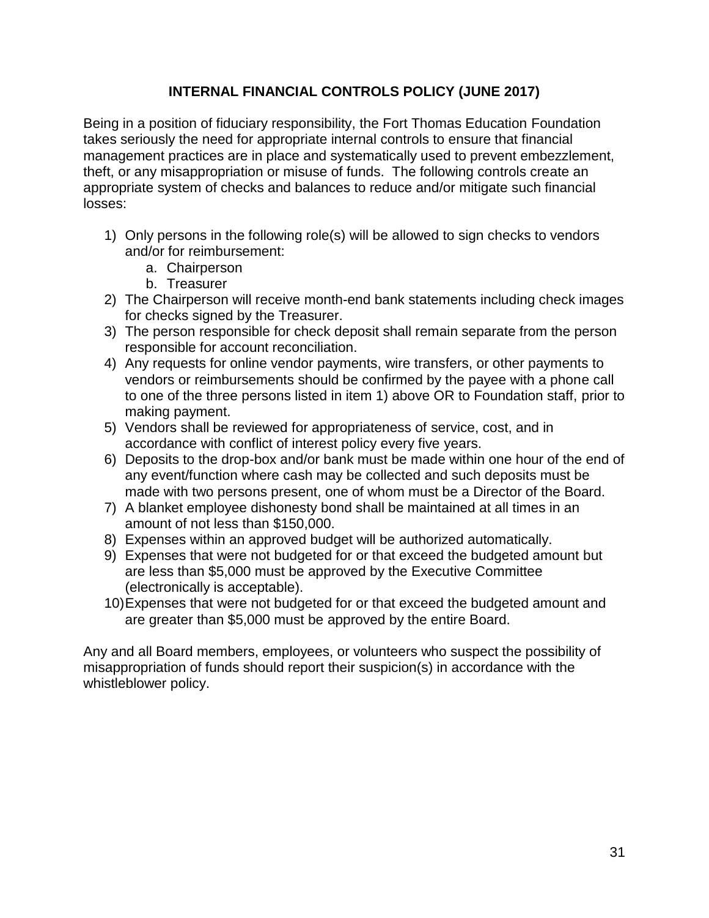## INTERNAL FINANCIAL CONTROLS POLICY (JUNE 2017)

Being in a position of fiduciary responsibility, the Fort Thomas Education Foundation takes seriously the need for appropriate internal controls to ensure that financial management practices are in place and systematically used to prevent embezzlement, theft, or any misappropriation or misuse of funds. The following controls create an appropriate system of checks and balances to reduce and/or mitigate such financial losses:

1) Only persons in the following role(s) will be allowed to sign checks to vendors and/or for reimbursement:
    a. Chairperson
    b. Treasurer
2) The Chairperson will receive month-end bank statements including check images for checks signed by the Treasurer.
3) The person responsible for check deposit shall remain separate from the person responsible for account reconciliation.
4) Any requests for online vendor payments, wire transfers, or other payments to vendors or reimbursements should be confirmed by the payee with a phone call to one of the three persons listed in item 1) above OR to Foundation staff, prior to making payment.
5) Vendors shall be reviewed for appropriateness of service, cost, and in accordance with conflict of interest policy every five years.
6) Deposits to the drop-box and/or bank must be made within one hour of the end of any event/function where cash may be collected and such deposits must be made with two persons present, one of whom must be a Director of the Board.
7) A blanket employee dishonesty bond shall be maintained at all times in an amount of not less than $150,000.
8) Expenses within an approved budget will be authorized automatically.
9) Expenses that were not budgeted for or that exceed the budgeted amount but are less than $5,000 must be approved by the Executive Committee (electronically is acceptable).
10) Expenses that were not budgeted for or that exceed the budgeted amount and are greater than $5,000 must be approved by the entire Board.

Any and all Board members, employees, or volunteers who suspect the possibility of misappropriation of funds should report their suspicion(s) in accordance with the whistleblower policy.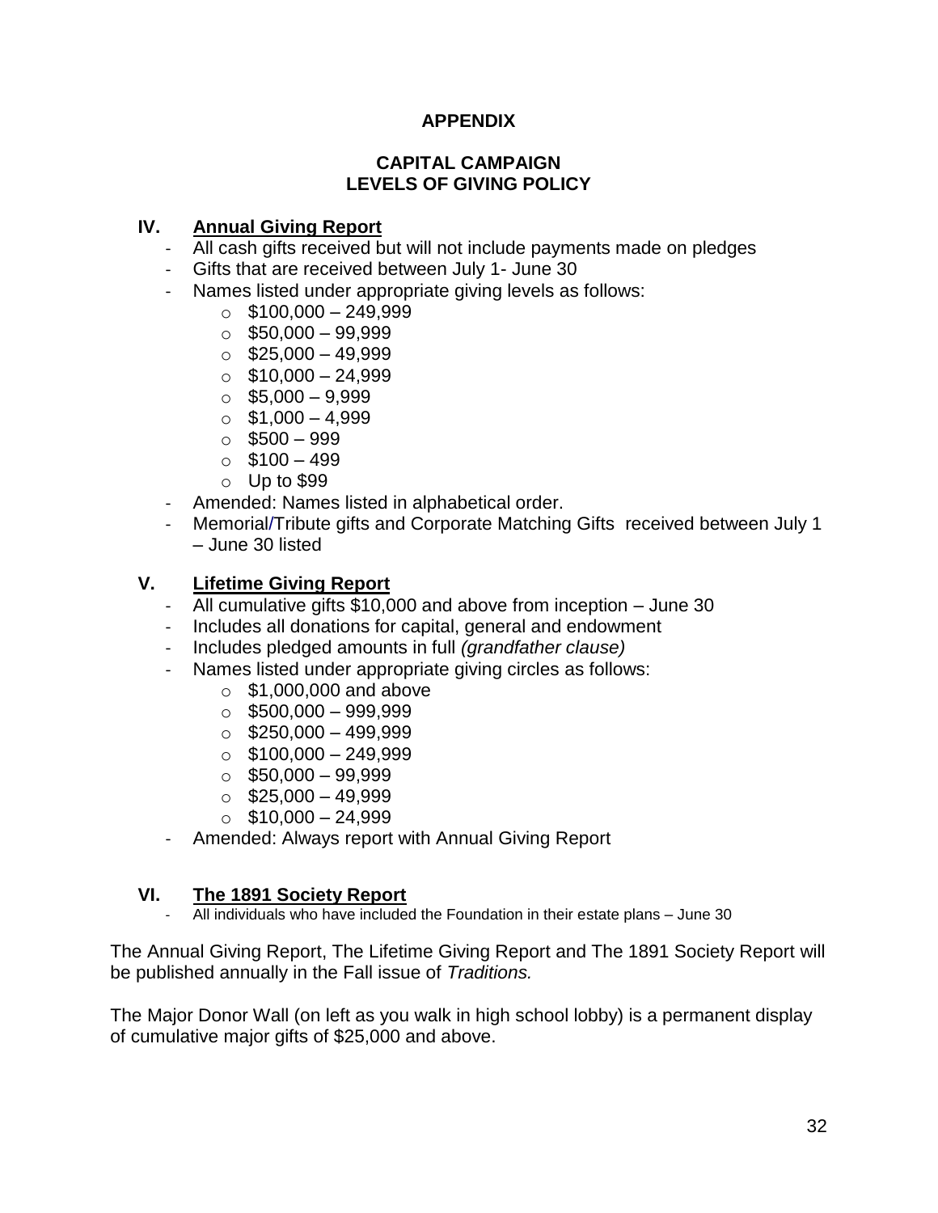# APPENDIX

## CAPITAL CAMPAIGN LEVELS OF GIVING POLICY

### IV. Annual Giving Report

- All cash gifts received but will not include payments made on pledges
- Gifts that are received between July 1- June 30
- Names listed under appropriate giving levels as follows:
  - $100,000 – 249,999
  - $50,000 – 99,999
  - $25,000 – 49,999
  - $10,000 – 24,999
  - $5,000 – 9,999
  - $1,000 – 4,999
  - $500 – 999
  - $100 – 499
  - Up to $99
- Amended: Names listed in alphabetical order.
- Memorial/Tribute gifts and Corporate Matching Gifts received between July 1 – June 30 listed

### V. Lifetime Giving Report

- All cumulative gifts $10,000 and above from inception – June 30
- Includes all donations for capital, general and endowment
- Includes pledged amounts in full *(grandfather clause)*
- Names listed under appropriate giving circles as follows:
  - $1,000,000 and above
  - $500,000 – 999,999
  - $250,000 – 499,999
  - $100,000 – 249,999
  - $50,000 – 99,999
  - $25,000 – 49,999
  - $10,000 – 24,999
- Amended: Always report with Annual Giving Report

### VI. The 1891 Society Report

- All individuals who have included the Foundation in their estate plans – June 30

The Annual Giving Report, The Lifetime Giving Report and The 1891 Society Report will be published annually in the Fall issue of *Traditions.*

The Major Donor Wall (on left as you walk in high school lobby) is a permanent display of cumulative major gifts of $25,000 and above.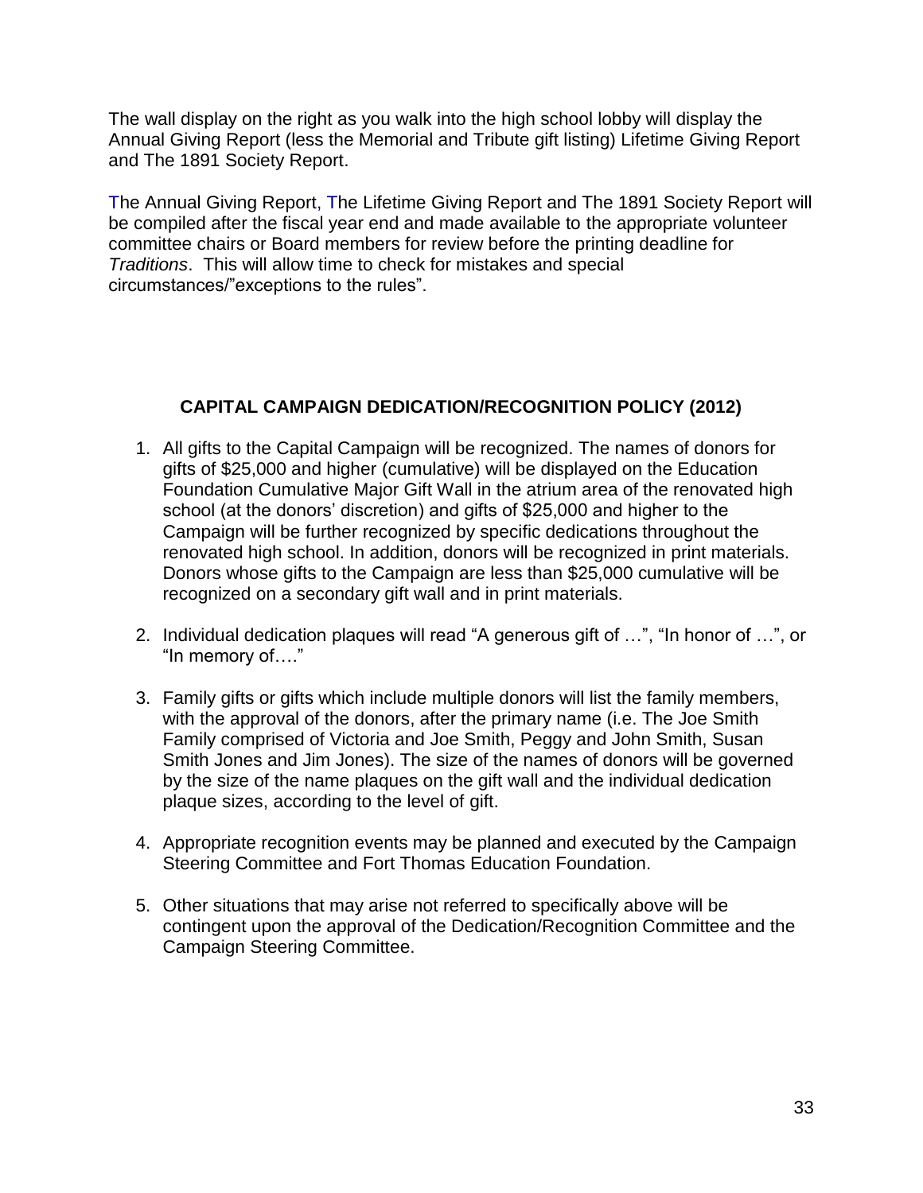The wall display on the right as you walk into the high school lobby will display the Annual Giving Report (less the Memorial and Tribute gift listing) Lifetime Giving Report and The 1891 Society Report.

The Annual Giving Report, The Lifetime Giving Report and The 1891 Society Report will be compiled after the fiscal year end and made available to the appropriate volunteer committee chairs or Board members for review before the printing deadline for *Traditions*. This will allow time to check for mistakes and special circumstances/"exceptions to the rules".

## CAPITAL CAMPAIGN DEDICATION/RECOGNITION POLICY (2012)

1. All gifts to the Capital Campaign will be recognized. The names of donors for gifts of $25,000 and higher (cumulative) will be displayed on the Education Foundation Cumulative Major Gift Wall in the atrium area of the renovated high school (at the donors' discretion) and gifts of $25,000 and higher to the Campaign will be further recognized by specific dedications throughout the renovated high school. In addition, donors will be recognized in print materials. Donors whose gifts to the Campaign are less than $25,000 cumulative will be recognized on a secondary gift wall and in print materials.

2. Individual dedication plaques will read "A generous gift of …", "In honor of …", or "In memory of…."

3. Family gifts or gifts which include multiple donors will list the family members, with the approval of the donors, after the primary name (i.e. The Joe Smith Family comprised of Victoria and Joe Smith, Peggy and John Smith, Susan Smith Jones and Jim Jones). The size of the names of donors will be governed by the size of the name plaques on the gift wall and the individual dedication plaque sizes, according to the level of gift.

4. Appropriate recognition events may be planned and executed by the Campaign Steering Committee and Fort Thomas Education Foundation.

5. Other situations that may arise not referred to specifically above will be contingent upon the approval of the Dedication/Recognition Committee and the Campaign Steering Committee.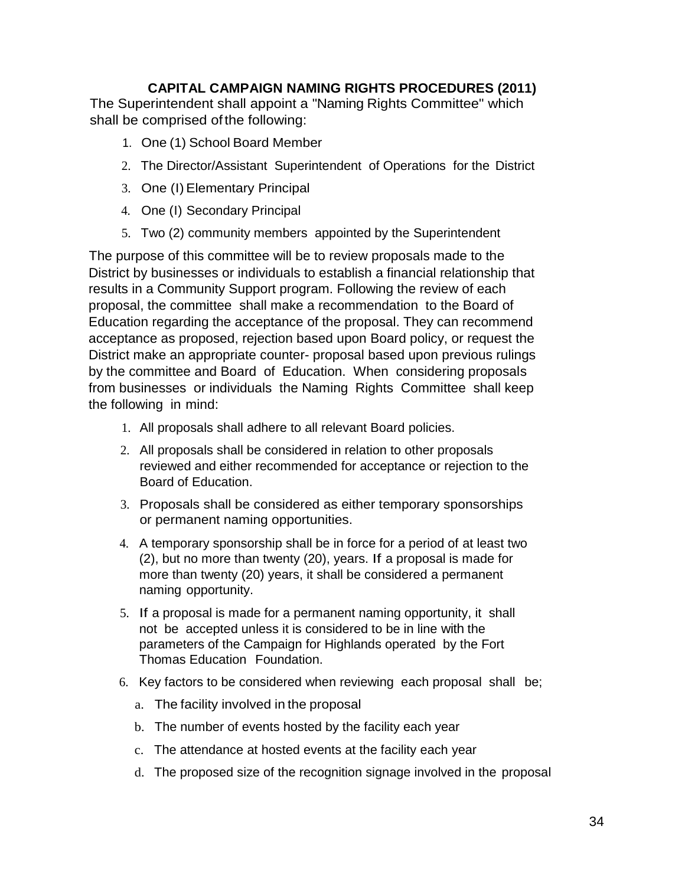## CAPITAL CAMPAIGN NAMING RIGHTS PROCEDURES (2011)

The Superintendent shall appoint a "Naming Rights Committee" which shall be comprised of the following:

1. One (1) School Board Member
2. The Director/Assistant Superintendent of Operations for the District
3. One (I) Elementary Principal
4. One (I) Secondary Principal
5. Two (2) community members appointed by the Superintendent

The purpose of this committee will be to review proposals made to the District by businesses or individuals to establish a financial relationship that results in a Community Support program. Following the review of each proposal, the committee shall make a recommendation to the Board of Education regarding the acceptance of the proposal. They can recommend acceptance as proposed, rejection based upon Board policy, or request the District make an appropriate counter- proposal based upon previous rulings by the committee and Board of Education. When considering proposals from businesses or individuals the Naming Rights Committee shall keep the following in mind:

1. All proposals shall adhere to all relevant Board policies.
2. All proposals shall be considered in relation to other proposals reviewed and either recommended for acceptance or rejection to the Board of Education.
3. Proposals shall be considered as either temporary sponsorships or permanent naming opportunities.
4. A temporary sponsorship shall be in force for a period of at least two (2), but no more than twenty (20), years. If a proposal is made for more than twenty (20) years, it shall be considered a permanent naming opportunity.
5. If a proposal is made for a permanent naming opportunity, it shall not be accepted unless it is considered to be in line with the parameters of the Campaign for Highlands operated by the Fort Thomas Education Foundation.
6. Key factors to be considered when reviewing each proposal shall be;
   a. The facility involved in the proposal
   b. The number of events hosted by the facility each year
   c. The attendance at hosted events at the facility each year
   d. The proposed size of the recognition signage involved in the proposal